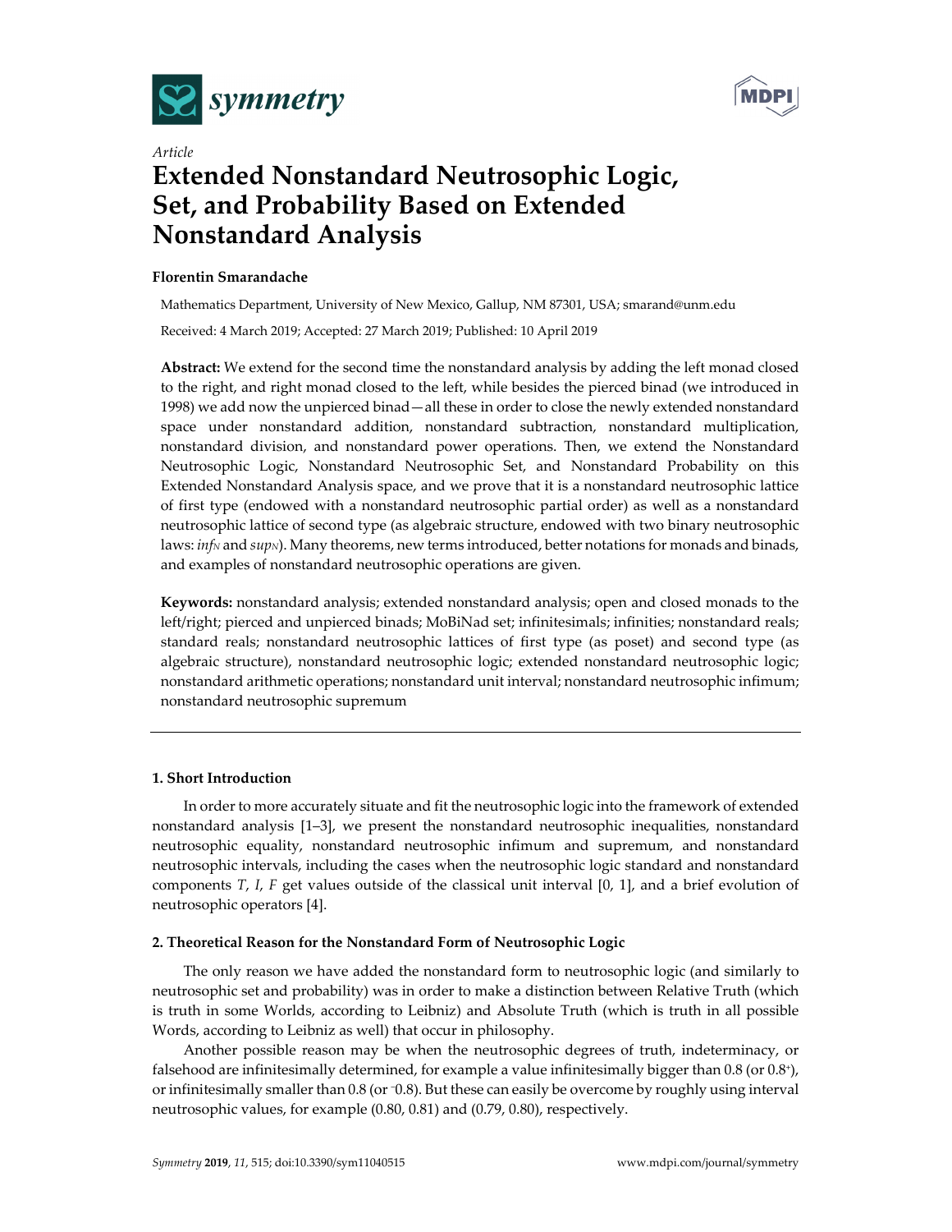*Article*

# Extended Nonstandard Neutrosophic Logic, Set, and Probability Based on Extended Nonstandard Analysis

**Florentin Smarandache**

Mathematics Department, University of New Mexico, Gallup, NM 87301, USA; smarand@unm.edu

Received: 4 March 2019; Accepted: 27 March 2019; Published: 10 April 2019

**Abstract:** We extend for the second time the nonstandard analysis by adding the left monad closed to the right, and right monad closed to the left, while besides the pierced binad (we introduced in 1998) we add now the unpierced binad—all these in order to close the newly extended nonstandard space under nonstandard addition, nonstandard subtraction, nonstandard multiplication, nonstandard division, and nonstandard power operations. Then, we extend the Nonstandard Neutrosophic Logic, Nonstandard Neutrosophic Set, and Nonstandard Probability on this Extended Nonstandard Analysis space, and we prove that it is a nonstandard neutrosophic lattice of first type (endowed with a nonstandard neutrosophic partial order) as well as a nonstandard neutrosophic lattice of second type (as algebraic structure, endowed with two binary neutrosophic laws: $inf_N$ and $sup_N$). Many theorems, new terms introduced, better notations for monads and binads, and examples of nonstandard neutrosophic operations are given.

**Keywords:** nonstandard analysis; extended nonstandard analysis; open and closed monads to the left/right; pierced and unpierced binads; MoBiNad set; infinitesimals; infinities; nonstandard reals; standard reals; nonstandard neutrosophic lattices of first type (as poset) and second type (as algebraic structure), nonstandard neutrosophic logic; extended nonstandard neutrosophic logic; nonstandard arithmetic operations; nonstandard unit interval; nonstandard neutrosophic infimum; nonstandard neutrosophic supremum

## 1. Short Introduction

In order to more accurately situate and fit the neutrosophic logic into the framework of extended nonstandard analysis [1–3], we present the nonstandard neutrosophic inequalities, nonstandard neutrosophic equality, nonstandard neutrosophic infimum and supremum, and nonstandard neutrosophic intervals, including the cases when the neutrosophic logic standard and nonstandard components $T$, $I$, $F$ get values outside of the classical unit interval [0, 1], and a brief evolution of neutrosophic operators [4].

## 2. Theoretical Reason for the Nonstandard Form of Neutrosophic Logic

The only reason we have added the nonstandard form to neutrosophic logic (and similarly to neutrosophic set and probability) was in order to make a distinction between Relative Truth (which is truth in some Worlds, according to Leibniz) and Absolute Truth (which is truth in all possible Words, according to Leibniz as well) that occur in philosophy.

Another possible reason may be when the neutrosophic degrees of truth, indeterminacy, or falsehood are infinitesimally determined, for example a value infinitesimally bigger than 0.8 (or $0.8^+$), or infinitesimally smaller than 0.8 (or ${}^-0.8$). But these can easily be overcome by roughly using interval neutrosophic values, for example (0.80, 0.81) and (0.79, 0.80), respectively.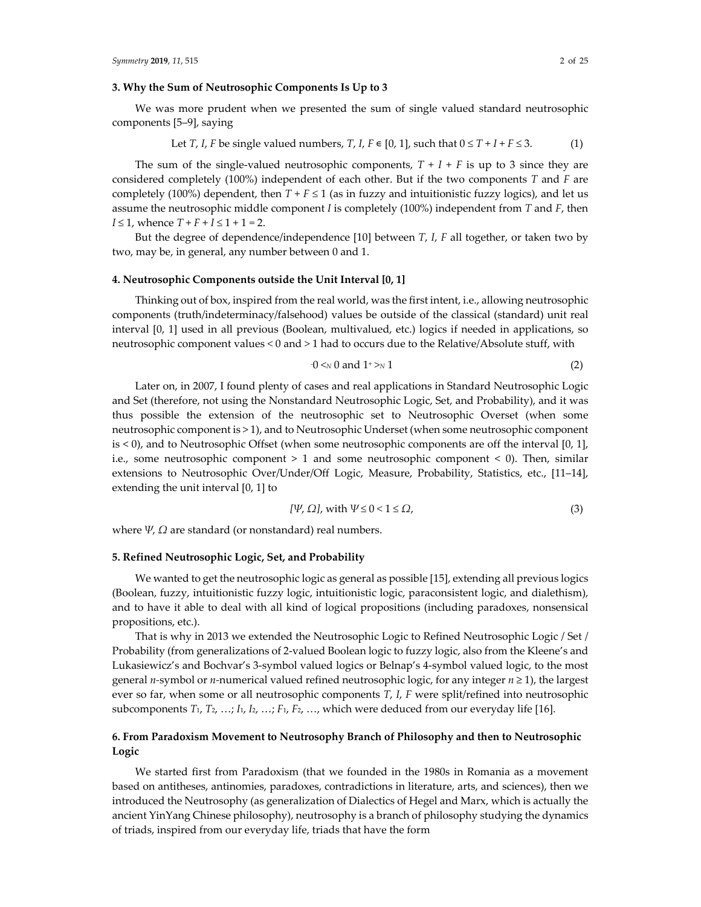## 3. Why the Sum of Neutrosophic Components Is Up to 3

We was more prudent when we presented the sum of single valued standard neutrosophic components [5–9], saying

$$\text{Let } T, I, F \text{ be single valued numbers, } T, I, F \in [0, 1], \text{ such that } 0 \leq T + I + F \leq 3. \tag{1}$$

The sum of the single-valued neutrosophic components, $T + I + F$ is up to 3 since they are considered completely (100%) independent of each other. But if the two components $T$ and $F$ are completely (100%) dependent, then $T + F \leq 1$ (as in fuzzy and intuitionistic fuzzy logics), and let us assume the neutrosophic middle component $I$ is completely (100%) independent from $T$ and $F$, then $I \leq 1$, whence $T + F + I \leq 1 + 1 = 2$.

But the degree of dependence/independence [10] between $T$, $I$, $F$ all together, or taken two by two, may be, in general, any number between 0 and 1.

## 4. Neutrosophic Components outside the Unit Interval [0, 1]

Thinking out of box, inspired from the real world, was the first intent, i.e., allowing neutrosophic components (truth/indeterminacy/falsehood) values be outside of the classical (standard) unit real interval [0, 1] used in all previous (Boolean, multivalued, etc.) logics if needed in applications, so neutrosophic component values < 0 and > 1 had to occurs due to the Relative/Absolute stuff, with

$$^{-}0 <_N 0 \text{ and } 1^{+} >_N 1 \tag{2}$$

Later on, in 2007, I found plenty of cases and real applications in Standard Neutrosophic Logic and Set (therefore, not using the Nonstandard Neutrosophic Logic, Set, and Probability), and it was thus possible the extension of the neutrosophic set to Neutrosophic Overset (when some neutrosophic component is > 1), and to Neutrosophic Underset (when some neutrosophic component is < 0), and to Neutrosophic Offset (when some neutrosophic components are off the interval [0, 1], i.e., some neutrosophic component > 1 and some neutrosophic component < 0). Then, similar extensions to Neutrosophic Over/Under/Off Logic, Measure, Probability, Statistics, etc., [11–14], extending the unit interval [0, 1] to

$$[\Psi, \Omega], \text{ with } \Psi \leq 0 < 1 \leq \Omega, \tag{3}$$

where $\Psi$, $\Omega$ are standard (or nonstandard) real numbers.

## 5. Refined Neutrosophic Logic, Set, and Probability

We wanted to get the neutrosophic logic as general as possible [15], extending all previous logics (Boolean, fuzzy, intuitionistic fuzzy logic, intuitionistic logic, paraconsistent logic, and dialethism), and to have it able to deal with all kind of logical propositions (including paradoxes, nonsensical propositions, etc.).

That is why in 2013 we extended the Neutrosophic Logic to Refined Neutrosophic Logic / Set / Probability (from generalizations of 2-valued Boolean logic to fuzzy logic, also from the Kleene's and Lukasiewicz's and Bochvar's 3-symbol valued logics or Belnap's 4-symbol valued logic, to the most general $n$-symbol or $n$-numerical valued refined neutrosophic logic, for any integer $n \geq 1$), the largest ever so far, when some or all neutrosophic components $T$, $I$, $F$ were split/refined into neutrosophic subcomponents $T_1, T_2, \ldots; I_1, I_2, \ldots; F_1, F_2, \ldots$, which were deduced from our everyday life [16].

## 6. From Paradoxism Movement to Neutrosophy Branch of Philosophy and then to Neutrosophic Logic

We started first from Paradoxism (that we founded in the 1980s in Romania as a movement based on antitheses, antinomies, paradoxes, contradictions in literature, arts, and sciences), then we introduced the Neutrosophy (as generalization of Dialectics of Hegel and Marx, which is actually the ancient YinYang Chinese philosophy), neutrosophy is a branch of philosophy studying the dynamics of triads, inspired from our everyday life, triads that have the form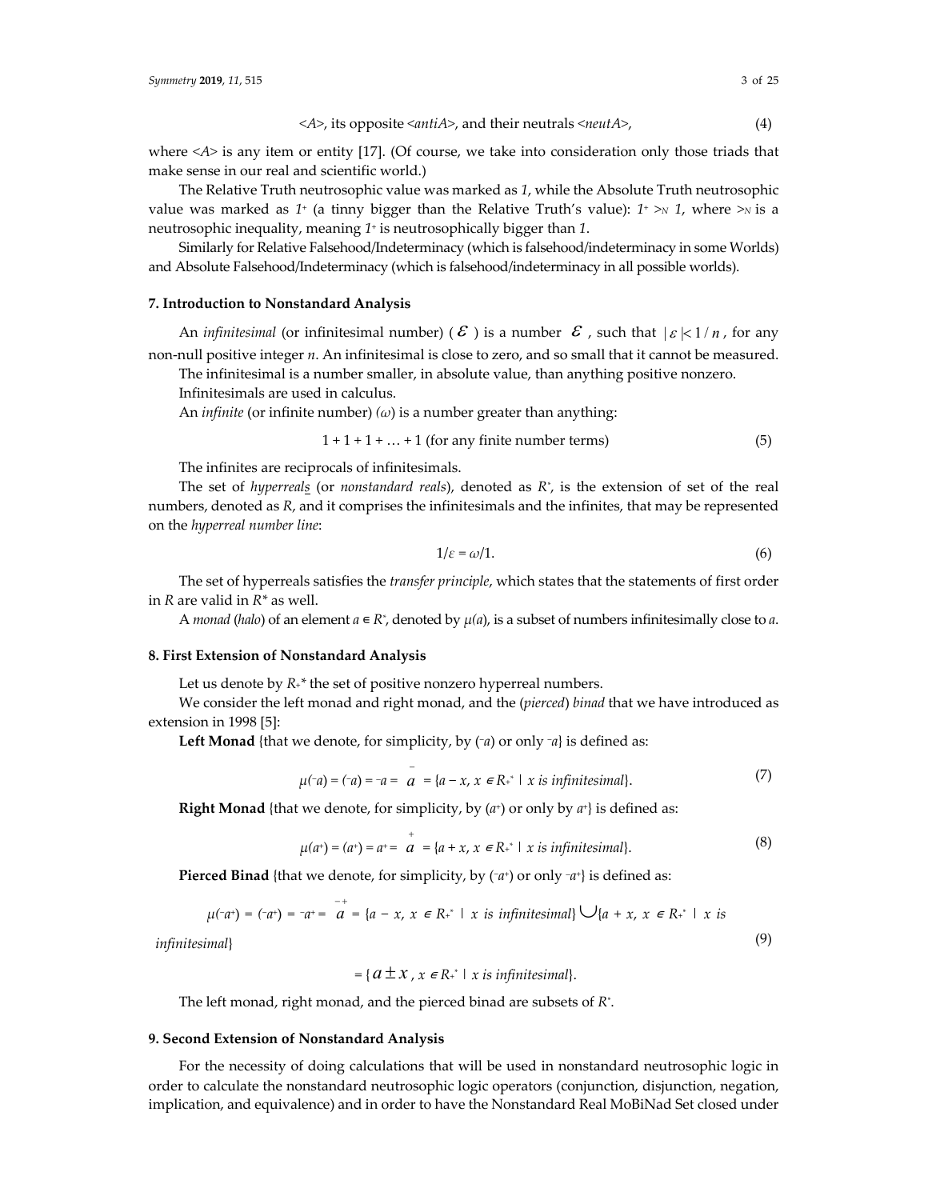$$<A>\text{, its opposite } <antiA>\text{, and their neutrals } <neutA>, \tag{4}$$

where <*A*> is any item or entity [17]. (Of course, we take into consideration only those triads that make sense in our real and scientific world.)

The Relative Truth neutrosophic value was marked as *1*, while the Absolute Truth neutrosophic value was marked as $1^+$ (a tinny bigger than the Relative Truth's value): $1^+ >_N 1$, where $>_N$ is a neutrosophic inequality, meaning $1^+$ is neutrosophically bigger than *1*.

Similarly for Relative Falsehood/Indeterminacy (which is falsehood/indeterminacy in some Worlds) and Absolute Falsehood/Indeterminacy (which is falsehood/indeterminacy in all possible worlds).

## 7. Introduction to Nonstandard Analysis

An *infinitesimal* (or infinitesimal number) ($\varepsilon$) is a number $\varepsilon$, such that $|\varepsilon| < 1/n$, for any non-null positive integer *n*. An infinitesimal is close to zero, and so small that it cannot be measured.

The infinitesimal is a number smaller, in absolute value, than anything positive nonzero.

Infinitesimals are used in calculus.

An *infinite* (or infinite number) ($\omega$) is a number greater than anything:

$$1 + 1 + 1 + \ldots + 1 \text{ (for any finite number terms)} \tag{5}$$

The infinites are reciprocals of infinitesimals.

The set of *hyperreals* (or *nonstandard reals*), denoted as $R^*$, is the extension of set of the real numbers, denoted as *R*, and it comprises the infinitesimals and the infinites, that may be represented on the *hyperreal number line*:

$$1/\varepsilon = \omega/1. \tag{6}$$

The set of hyperreals satisfies the *transfer principle*, which states that the statements of first order in *R* are valid in $R^*$ as well.

A *monad* (*halo*) of an element $a \in R^*$, denoted by $\mu(a)$, is a subset of numbers infinitesimally close to *a*.

## 8. First Extension of Nonstandard Analysis

Let us denote by $R_+^*$ the set of positive nonzero hyperreal numbers.

We consider the left monad and right monad, and the (*pierced*) *binad* that we have introduced as extension in 1998 [5]:

**Left Monad** {that we denote, for simplicity, by $(^-a)$ or only $^-a$} is defined as:

$$\mu(^-a) = (^-a) = {}^-a = \overset{-}{a} = \{a - x,\ x \in R_+^* \mid x \text{ is infinitesimal}\}. \tag{7}$$

**Right Monad** {that we denote, for simplicity, by $(a^+)$ or only by $a^+$} is defined as:

$$\mu(a^+) = (a^+) = a^+ = \overset{+}{a} = \{a + x,\ x \in R_+^* \mid x \text{ is infinitesimal}\}. \tag{8}$$

**Pierced Binad** {that we denote, for simplicity, by $(^-a^+)$ or only $^-a^+$} is defined as:

$$\mu(^-a^+) = (^-a^+) = {}^-a^+ = \overset{-+}{a} = \{a - x,\ x \in R_+^* \mid x \text{ is infinitesimal}\} \cup \{a + x,\ x \in R_+^* \mid x \text{ is infinitesimal}\} \tag{9}$$

$$= \{a \pm x,\ x \in R_+^* \mid x \text{ is infinitesimal}\}.$$

The left monad, right monad, and the pierced binad are subsets of $R^*$.

## 9. Second Extension of Nonstandard Analysis

For the necessity of doing calculations that will be used in nonstandard neutrosophic logic in order to calculate the nonstandard neutrosophic logic operators (conjunction, disjunction, negation, implication, and equivalence) and in order to have the Nonstandard Real MoBiNad Set closed under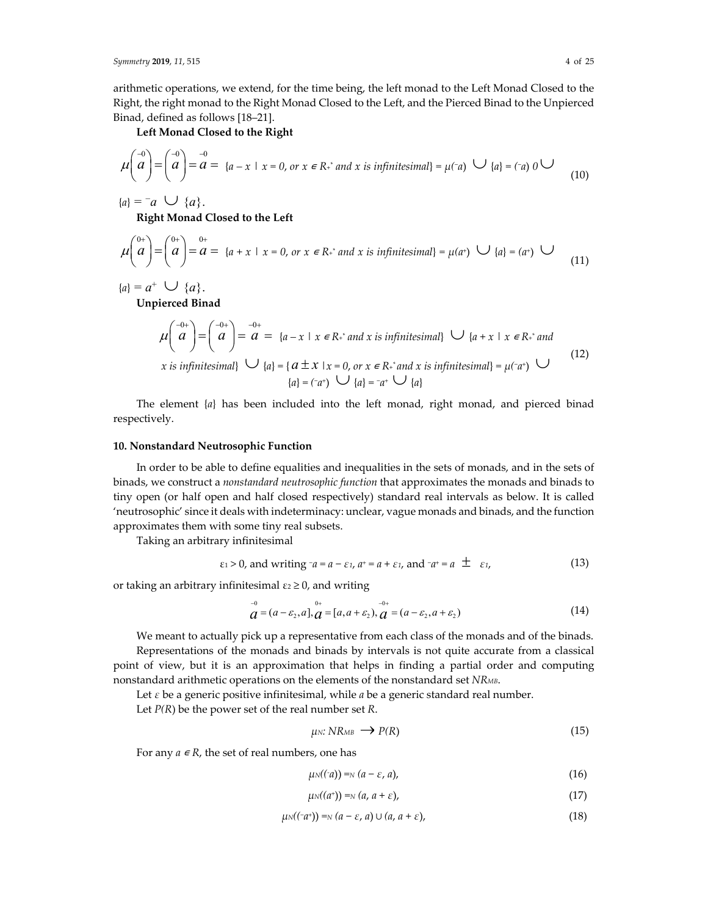arithmetic operations, we extend, for the time being, the left monad to the Left Monad Closed to the Right, the right monad to the Right Monad Closed to the Left, and the Pierced Binad to the Unpierced Binad, defined as follows [18–21].

**Left Monad Closed to the Right**

$$\mu\left(\overset{-0}{a}\right)=\left(\overset{-0}{a}\right)=\overset{-0}{a}=\{a-x \mid x=0, \text{ or } x \in R_+^* \text{ and } x \text{ is infinitesimal}\}=\mu(^-a)\cup\{a\}=(^-a)\ 0\cup\{a\}={}^-a\cup\{a\}. \tag{10}$$

**Right Monad Closed to the Left**

$$\mu\left(\overset{0+}{a}\right)=\left(\overset{0+}{a}\right)=\overset{0+}{a}=\{a+x \mid x=0, \text{ or } x \in R_+^* \text{ and } x \text{ is infinitesimal}\}=\mu(a^+)\cup\{a\}=(a^+)\cup\{a\}=a^+\cup\{a\}. \tag{11}$$

**Unpierced Binad**

$$\mu\left(\overset{-0+}{a}\right)=\left(\overset{-0+}{a}\right)=\overset{-0+}{a}=\{a-x \mid x \in R_+^* \text{ and } x \text{ is infinitesimal}\}\cup\{a+x \mid x \in R_+^* \text{ and } x \text{ is infinitesimal}\}\cup\{a\}=\{a\pm x \mid x=0, \text{ or } x \in R_+^* \text{ and } x \text{ is infinitesimal}\}=\mu(^-a^+)\cup\{a\}=(^-a^+)\cup\{a\}={}^-a^+\cup\{a\} \tag{12}$$

The element $\{a\}$ has been included into the left monad, right monad, and pierced binad respectively.

## 10. Nonstandard Neutrosophic Function

In order to be able to define equalities and inequalities in the sets of monads, and in the sets of binads, we construct a *nonstandard neutrosophic function* that approximates the monads and binads to tiny open (or half open and half closed respectively) standard real intervals as below. It is called 'neutrosophic' since it deals with indeterminacy: unclear, vague monads and binads, and the function approximates them with some tiny real subsets.

Taking an arbitrary infinitesimal

$$\varepsilon_1 > 0, \text{ and writing } {}^-a = a - \varepsilon_1,\ a^+ = a + \varepsilon_1, \text{ and } {}^-a^+ = a \pm \varepsilon_1, \tag{13}$$

or taking an arbitrary infinitesimal $\varepsilon_2 \geq 0$, and writing

$$\overset{-0}{a}=(a-\varepsilon_2, a],\ \overset{0+}{a}=[a, a+\varepsilon_2),\ \overset{-0+}{a}=(a-\varepsilon_2, a+\varepsilon_2) \tag{14}$$

We meant to actually pick up a representative from each class of the monads and of the binads.

Representations of the monads and binads by intervals is not quite accurate from a classical point of view, but it is an approximation that helps in finding a partial order and computing nonstandard arithmetic operations on the elements of the nonstandard set $NR_{MB}$.

Let $\varepsilon$ be a generic positive infinitesimal, while $a$ be a generic standard real number.

Let $P(R)$ be the power set of the real number set $R$.

$$\mu_N: NR_{MB} \rightarrow P(R) \tag{15}$$

For any $a \in R$, the set of real numbers, one has

$$\mu_N((^-a)) =_N (a-\varepsilon, a), \tag{16}$$

$$\mu_N((a^+)) =_N (a, a+\varepsilon), \tag{17}$$

$$\mu_N((^-a^+)) =_N (a-\varepsilon, a) \cup (a, a+\varepsilon), \tag{18}$$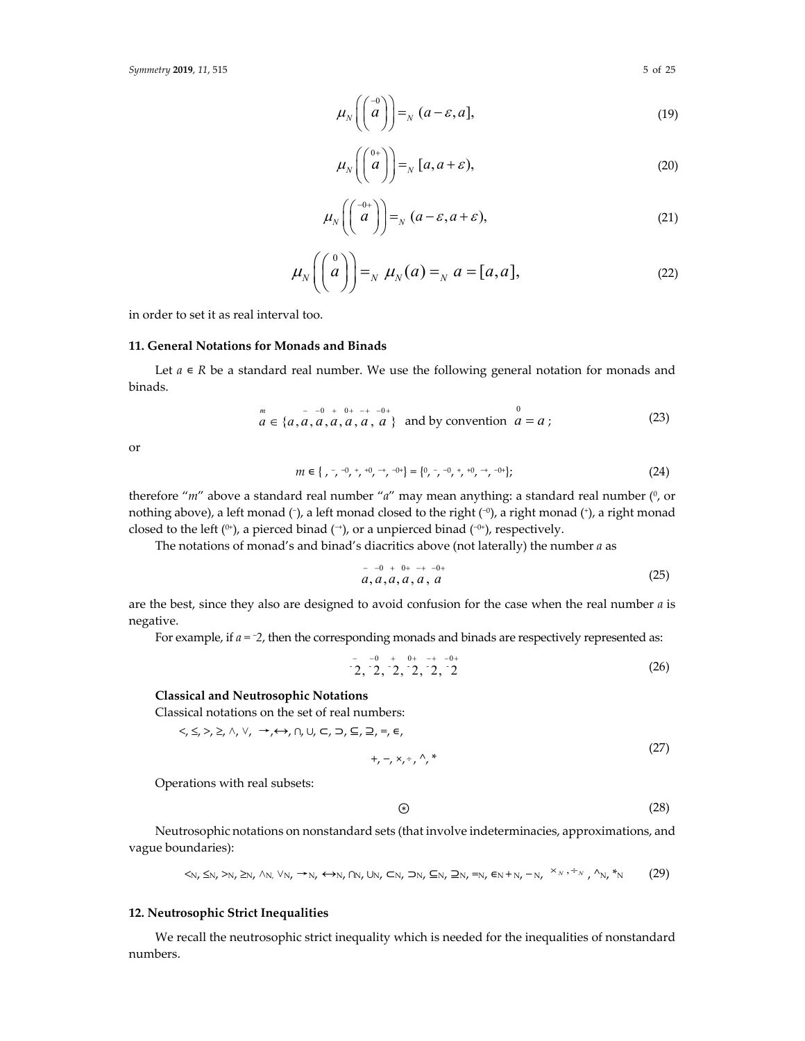$$\mu_N\left(\left(\overset{-0}{a}\right)\right) =_N (a-\varepsilon, a], \tag{19}$$

$$\mu_N\left(\left(\overset{0+}{a}\right)\right) =_N [a, a+\varepsilon), \tag{20}$$

$$\mu_N\left(\left(\overset{-0+}{a}\right)\right) =_N (a-\varepsilon, a+\varepsilon), \tag{21}$$

$$\mu_N\left(\left(\overset{0}{a}\right)\right) =_N \mu_N(a) =_N a = [a, a], \tag{22}$$

in order to set it as real interval too.

## 11. General Notations for Monads and Binads

Let $a \in R$ be a standard real number. We use the following general notation for monads and binads.

$$\overset{m}{a} \in \{a, \overset{-}{a}, \overset{-0}{a}, \overset{+}{a}, \overset{0+}{a}, \overset{-+}{a}, \overset{-0+}{a}\} \text{ and by convention } \overset{0}{a} = a; \tag{23}$$

or

$$m \in \{\ , {}^{-}, {}^{-0}, {}^{+}, {}^{+0}, {}^{-+}, {}^{-0+}\} = \{{}^{0}, {}^{-}, {}^{-0}, {}^{+}, {}^{+0}, {}^{-+}, {}^{-0+}\}; \tag{24}$$

therefore "*m*" above a standard real number "*a*" may mean anything: a standard real number ($^{0}$, or nothing above), a left monad ($^{-}$), a left monad closed to the right ($^{-0}$), a right monad ($^{+}$), a right monad closed to the left ($^{0+}$), a pierced binad ($^{-+}$), or a unpierced binad ($^{-0+}$), respectively.

The notations of monad's and binad's diacritics above (not laterally) the number *a* as

$$\overset{-}{a}, \overset{-0}{a}, \overset{+}{a}, \overset{0+}{a}, \overset{-+}{a}, \overset{-0+}{a} \tag{25}$$

are the best, since they also are designed to avoid confusion for the case when the real number *a* is negative.

For example, if $a = {}^{-}2$, then the corresponding monads and binads are respectively represented as:

$$\overset{-}{{}^{-}2}, \overset{-0}{{}^{-}2}, \overset{+}{{}^{-}2}, \overset{0+}{{}^{-}2}, \overset{-+}{{}^{-}2}, \overset{-0+}{{}^{-}2} \tag{26}$$

**Classical and Neutrosophic Notations**

Classical notations on the set of real numbers:

$$<, \leq, >, \geq, \wedge, \vee, \rightarrow, \leftrightarrow, \cap, \cup, \subset, \supset, \subseteq, \supseteq, =, \in, \quad +, -, \times, \div, \wedge, * \tag{27}$$

Operations with real subsets:

$$\circledast \tag{28}$$

Neutrosophic notations on nonstandard sets (that involve indeterminacies, approximations, and vague boundaries):

$$<_N, \leq_N, >_N, \geq_N, \wedge_N, \vee_N, \rightarrow_N, \leftrightarrow_N, \cap_N, \cup_N, \subset_N, \supset_N, \subseteq_N, \supseteq_N, =_N, \in_N +_N, -_N, \times_N, \div_N, \wedge_N, *_N \tag{29}$$

## 12. Neutrosophic Strict Inequalities

We recall the neutrosophic strict inequality which is needed for the inequalities of nonstandard numbers.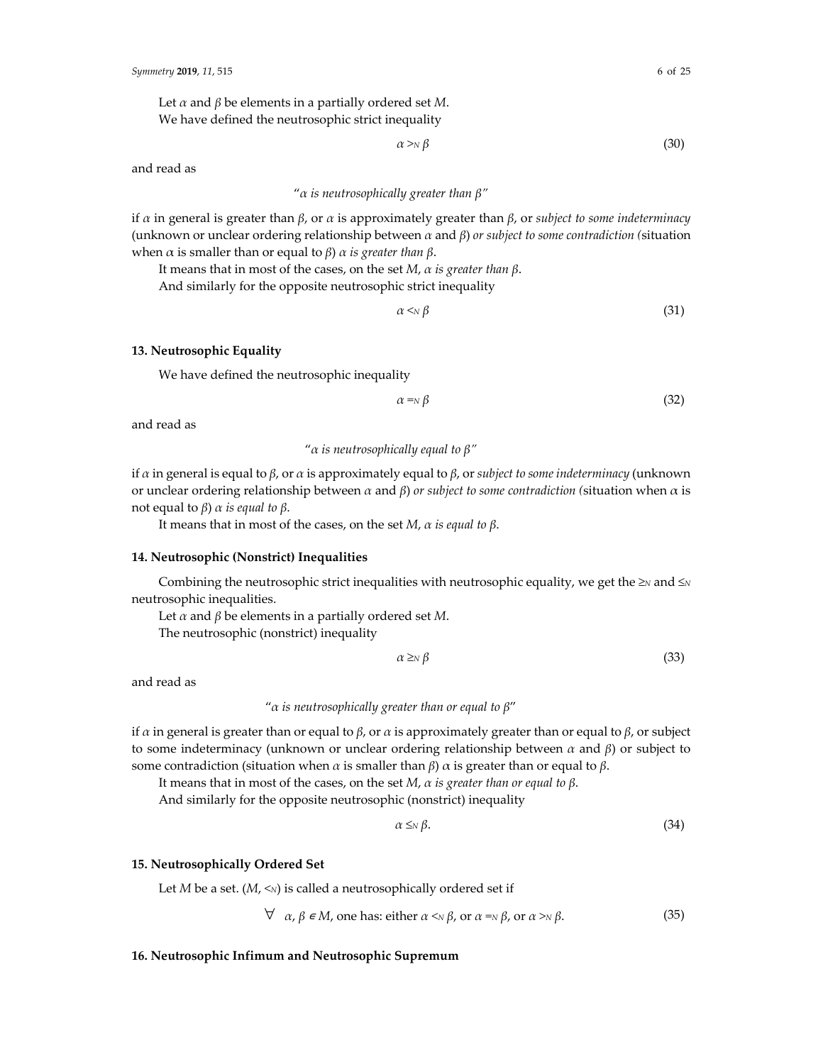Let $\alpha$ and $\beta$ be elements in a partially ordered set $M$.

We have defined the neutrosophic strict inequality

$$\alpha >_N \beta \tag{30}$$

and read as

"*$\alpha$ is neutrosophically greater than $\beta$*"

if $\alpha$ in general is greater than $\beta$, or $\alpha$ is approximately greater than $\beta$, or *subject to some indeterminacy* (unknown or unclear ordering relationship between $\alpha$ and $\beta$) *or subject to some contradiction (*situation when $\alpha$ is smaller than or equal to $\beta$) *$\alpha$ is greater than $\beta$*.

It means that in most of the cases, on the set $M$, *$\alpha$ is greater than $\beta$*.

And similarly for the opposite neutrosophic strict inequality

$$\alpha <_N \beta \tag{31}$$

## 13. Neutrosophic Equality

We have defined the neutrosophic inequality

$$\alpha =_N \beta \tag{32}$$

and read as

"*$\alpha$ is neutrosophically equal to $\beta$*"

if $\alpha$ in general is equal to $\beta$, or $\alpha$ is approximately equal to $\beta$, or *subject to some indeterminacy* (unknown or unclear ordering relationship between $\alpha$ and $\beta$) *or subject to some contradiction (*situation when $\alpha$ is not equal to $\beta$) *$\alpha$ is equal to $\beta$*.

It means that in most of the cases, on the set $M$, *$\alpha$ is equal to $\beta$*.

## 14. Neutrosophic (Nonstrict) Inequalities

Combining the neutrosophic strict inequalities with neutrosophic equality, we get the $\geq_N$ and $\leq_N$ neutrosophic inequalities.

Let $\alpha$ and $\beta$ be elements in a partially ordered set $M$.

The neutrosophic (nonstrict) inequality

$$\alpha \geq_N \beta \tag{33}$$

and read as

"*$\alpha$ is neutrosophically greater than or equal to $\beta$*"

if $\alpha$ in general is greater than or equal to $\beta$, or $\alpha$ is approximately greater than or equal to $\beta$, or subject to some indeterminacy (unknown or unclear ordering relationship between $\alpha$ and $\beta$) or subject to some contradiction (situation when $\alpha$ is smaller than $\beta$) $\alpha$ is greater than or equal to $\beta$.

It means that in most of the cases, on the set $M$, *$\alpha$ is greater than or equal to $\beta$*.

And similarly for the opposite neutrosophic (nonstrict) inequality

$$\alpha \leq_N \beta. \tag{34}$$

## 15. Neutrosophically Ordered Set

Let $M$ be a set. $(M, <_N)$ is called a neutrosophically ordered set if

$$\forall \ \alpha, \beta \in M, \text{ one has: either } \alpha <_N \beta, \text{ or } \alpha =_N \beta, \text{ or } \alpha >_N \beta. \tag{35}$$

## 16. Neutrosophic Infimum and Neutrosophic Supremum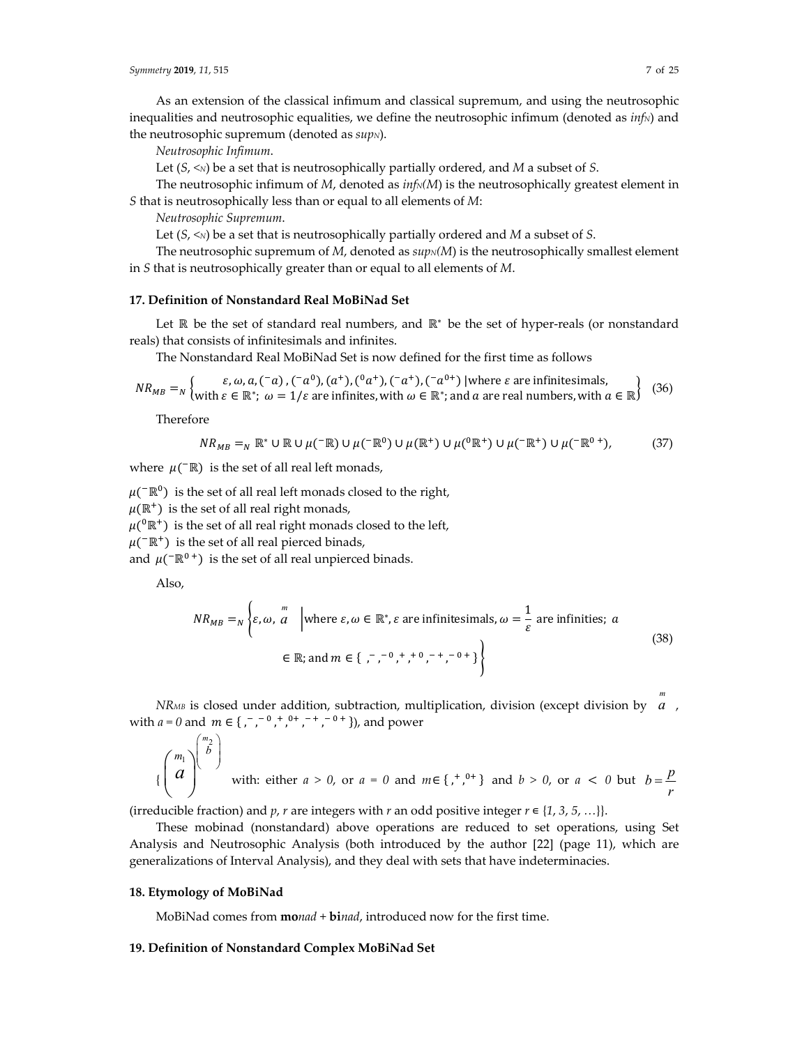As an extension of the classical infimum and classical supremum, and using the neutrosophic inequalities and neutrosophic equalities, we define the neutrosophic infimum (denoted as $inf_N$) and the neutrosophic supremum (denoted as $sup_N$).

*Neutrosophic Infimum*.

Let $(S, <_N)$ be a set that is neutrosophically partially ordered, and $M$ a subset of $S$.

The neutrosophic infimum of $M$, denoted as $inf_N(M)$ is the neutrosophically greatest element in $S$ that is neutrosophically less than or equal to all elements of $M$:

*Neutrosophic Supremum*.

Let $(S, <_N)$ be a set that is neutrosophically partially ordered and $M$ a subset of $S$.

The neutrosophic supremum of $M$, denoted as $sup_N(M)$ is the neutrosophically smallest element in $S$ that is neutrosophically greater than or equal to all elements of $M$.

## 17. Definition of Nonstandard Real MoBiNad Set

Let $\mathbb{R}$ be the set of standard real numbers, and $\mathbb{R}^*$ be the set of hyper-reals (or nonstandard reals) that consists of infinitesimals and infinites.

The Nonstandard Real MoBiNad Set is now defined for the first time as follows

$$NR_{MB} =_N \left\{ \begin{array}{c} \varepsilon, \omega, a, ({}^-a), ({}^-a^0), (a^+), ({}^0a^+), ({}^-a^+), ({}^-a^{0+}) \mid \text{where } \varepsilon \text{ are infinitesimals,} \\ \text{with } \varepsilon \in \mathbb{R}^*;\ \omega = 1/\varepsilon \text{ are infinites, with } \omega \in \mathbb{R}^*; \text{ and } a \text{ are real numbers, with } a \in \mathbb{R} \end{array} \right\} \quad (36)$$

Therefore

$$NR_{MB} =_N \mathbb{R}^* \cup \mathbb{R} \cup \mu({}^-\mathbb{R}) \cup \mu({}^-\mathbb{R}^0) \cup \mu(\mathbb{R}^+) \cup \mu({}^0\mathbb{R}^+) \cup \mu({}^-\mathbb{R}^+) \cup \mu({}^-\mathbb{R}^{0\,+}), \quad (37)$$

where $\mu({}^-\mathbb{R})$ is the set of all real left monads,

$\mu({}^-\mathbb{R}^0)$ is the set of all real left monads closed to the right,

$\mu(\mathbb{R}^+)$ is the set of all real right monads,

$\mu({}^0\mathbb{R}^+)$ is the set of all real right monads closed to the left,

$\mu({}^-\mathbb{R}^+)$ is the set of all real pierced binads,

and $\mu({}^-\mathbb{R}^{0\,+})$ is the set of all real unpierced binads.

Also,

$$NR_{MB} =_N \left\{ \varepsilon, \omega, \overset{m}{a} \;\middle|\; \begin{array}{c} \text{where } \varepsilon, \omega \in \mathbb{R}^*, \varepsilon \text{ are infinitesimals, } \omega = \dfrac{1}{\varepsilon} \text{ are infinities; } a \\ \in \mathbb{R}; \text{ and } m \in \{\ , {}^-, {}^{-0}, {}^+, {}^{+0}, {}^{-+}, {}^{-0+} \} \end{array} \right\} \quad (38)$$

$NR_{MB}$ is closed under addition, subtraction, multiplication, division (except division by $\overset{m}{a}$, with $a = 0$ and $m \in \{\ , {}^-, {}^{-0}, {}^+, {}^{0+}, {}^{-+}, {}^{-0+}\}$), and power

$\left\{ \left( \overset{m_1}{a} \right)^{\left( \overset{m_2}{b} \right)} \right.$ with: either $a > 0$, or $a = 0$ and $m \in \{\ , {}^+, {}^{0+}\}$ and $b > 0$, or $a < 0$ but $b = \dfrac{p}{r}$ (irreducible fraction) and $p$, $r$ are integers with $r$ an odd positive integer $r \in \{1, 3, 5, \ldots\}\}$.

These mobinad (nonstandard) above operations are reduced to set operations, using Set Analysis and Neutrosophic Analysis (both introduced by the author [22] (page 11), which are generalizations of Interval Analysis), and they deal with sets that have indeterminacies.

## 18. Etymology of MoBiNad

MoBiNad comes from **mo***nad* + **bi***nad*, introduced now for the first time.

## 19. Definition of Nonstandard Complex MoBiNad Set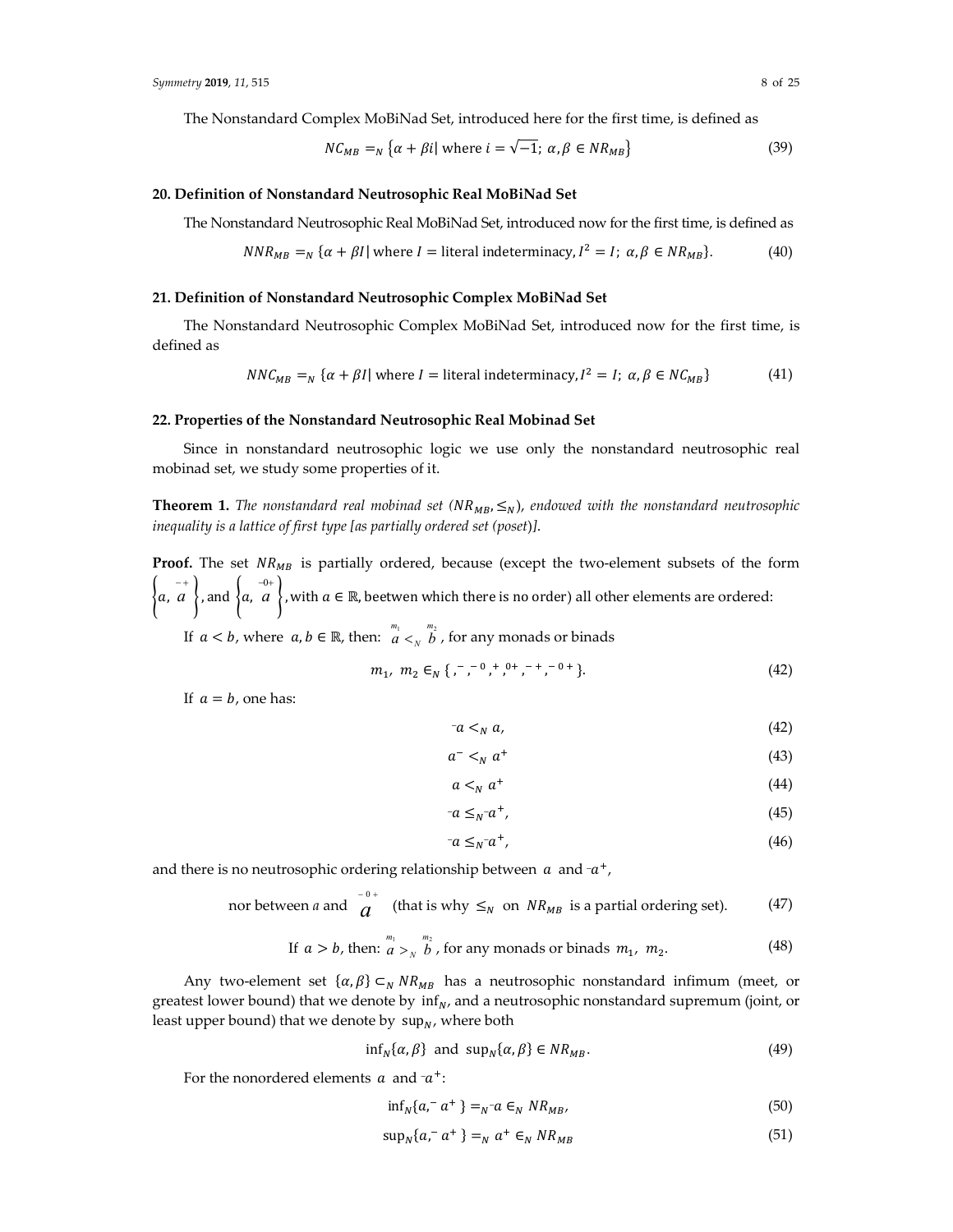The Nonstandard Complex MoBiNad Set, introduced here for the first time, is defined as

$$NC_{MB} =_N \{\alpha + \beta i | \text{ where } i = \sqrt{-1};\ \alpha, \beta \in NR_{MB}\} \tag{39}$$

## 20. Definition of Nonstandard Neutrosophic Real MoBiNad Set

The Nonstandard Neutrosophic Real MoBiNad Set, introduced now for the first time, is defined as

$$NNR_{MB} =_N \{\alpha + \beta I | \text{ where } I = \text{literal indeterminacy}, I^2 = I;\ \alpha, \beta \in NR_{MB}\}. \tag{40}$$

## 21. Definition of Nonstandard Neutrosophic Complex MoBiNad Set

The Nonstandard Neutrosophic Complex MoBiNad Set, introduced now for the first time, is defined as

$$NNC_{MB} =_N \{\alpha + \beta I | \text{ where } I = \text{literal indeterminacy}, I^2 = I;\ \alpha, \beta \in NC_{MB}\} \tag{41}$$

## 22. Properties of the Nonstandard Neutrosophic Real Mobinad Set

Since in nonstandard neutrosophic logic we use only the nonstandard neutrosophic real mobinad set, we study some properties of it.

**Theorem 1.** *The nonstandard real mobinad set ($NR_{MB}, \leq_N$), endowed with the nonstandard neutrosophic inequality is a lattice of first type [as partially ordered set (poset)].*

**Proof.** The set $NR_{MB}$ is partially ordered, because (except the two-element subsets of the form $\left\{a, \overset{-+}{a}\right\}$, and $\left\{a, \overset{-0+}{a}\right\}$, with $a \in \mathbb{R}$, beetwen which there is no order) all other elements are ordered:

If $a < b$, where $a, b \in \mathbb{R}$, then: $\overset{m_1}{a} <_N \overset{m_2}{b}$, for any monads or binads

$$m_1,\ m_2 \in_N \{\,^-, ^{-0}, ^+, ^{0+}, ^{-+}, ^{-0+}\}. \tag{42}$$

If $a = b$, one has:

$$^-a <_N a, \tag{42}$$

$$a^- <_N a^+ \tag{43}$$

$$a <_N a^+ \tag{44}$$

$$^-a \leq_N {}^-a^+, \tag{45}$$

$$^-a \leq_N {}^-a^+, \tag{46}$$

and there is no neutrosophic ordering relationship between $a$ and $^-a^+$,

$$\text{nor between } a \text{ and } \overset{-0+}{a} \quad \text{(that is why } \leq_N \text{ on } NR_{MB} \text{ is a partial ordering set).} \tag{47}$$

$$\text{If } a > b, \text{ then: } \overset{m_1}{a} >_N \overset{m_2}{b}, \text{ for any monads or binads } m_1,\ m_2. \tag{48}$$

Any two-element set $\{\alpha, \beta\} \subset_N NR_{MB}$ has a neutrosophic nonstandard infimum (meet, or greatest lower bound) that we denote by $\inf_N$, and a neutrosophic nonstandard supremum (joint, or least upper bound) that we denote by $\sup_N$, where both

$$\inf_N\{\alpha, \beta\} \text{ and } \sup_N\{\alpha, \beta\} \in NR_{MB}. \tag{49}$$

For the nonordered elements $a$ and $^-a^+$:

$$\inf_N\{a, ^-a^+\} =_N {}^-a \in_N NR_{MB}, \tag{50}$$

$$\sup_N\{a, ^-a^+\} =_N a^+ \in_N NR_{MB} \tag{51}$$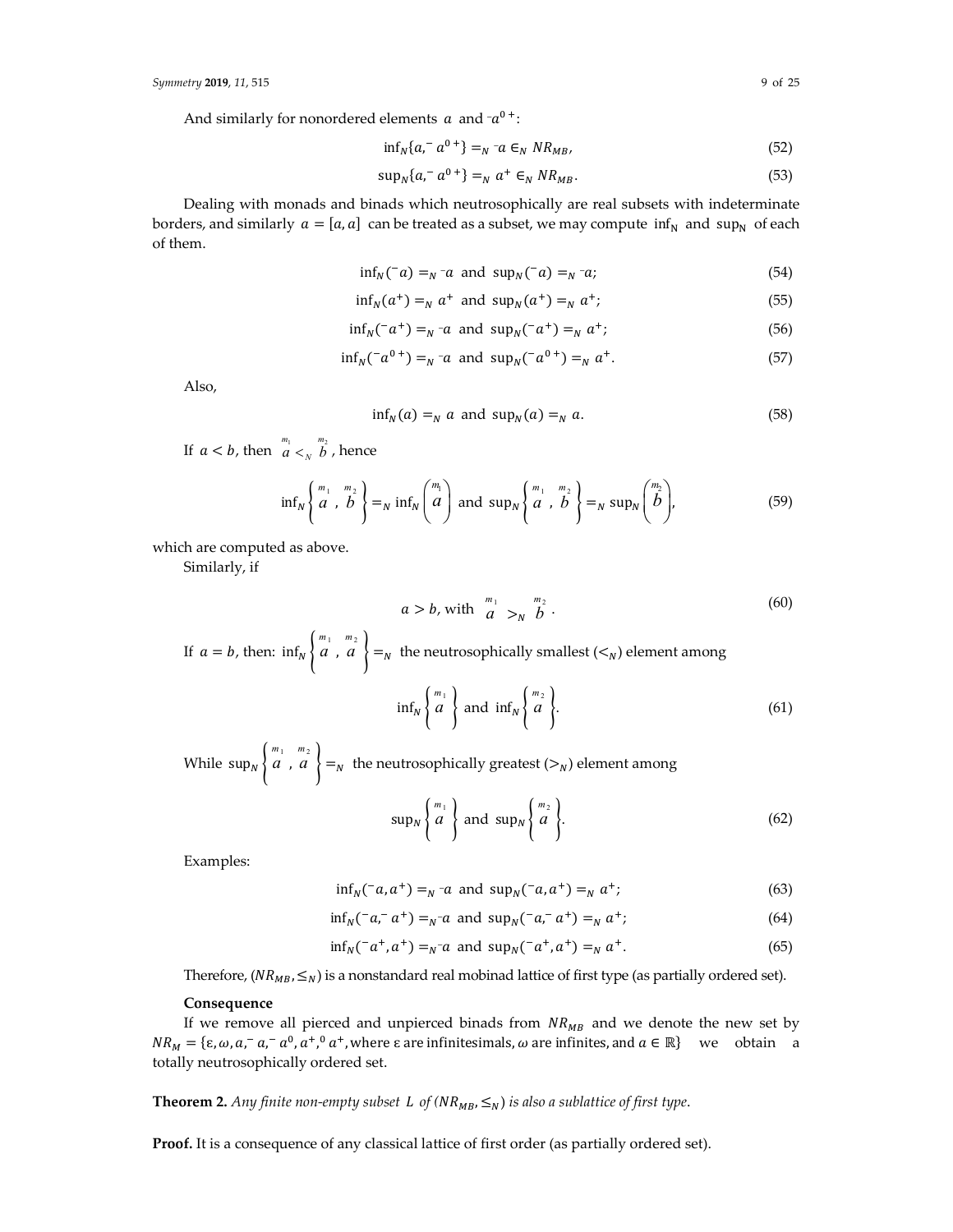And similarly for nonordered elements $a$ and ${}^{-}a^{0+}$:

$$\inf_N\{a, {}^{-}a^{0+}\} =_N {}^{-}a \in_N NR_{MB}, \tag{52}$$

$$\sup_N\{a, {}^{-}a^{0+}\} =_N a^{+} \in_N NR_{MB}. \tag{53}$$

Dealing with monads and binads which neutrosophically are real subsets with indeterminate borders, and similarly $a = [a, a]$ can be treated as a subset, we may compute $\inf_N$ and $\sup_N$ of each of them.

$$\inf_N({}^{-}a) =_N {}^{-}a \text{ and } \sup_N({}^{-}a) =_N {}^{-}a; \tag{54}$$

$$\inf_N(a^{+}) =_N a^{+} \text{ and } \sup_N(a^{+}) =_N a^{+}; \tag{55}$$

$$\inf_N({}^{-}a^{+}) =_N {}^{-}a \text{ and } \sup_N({}^{-}a^{+}) =_N a^{+}; \tag{56}$$

$$\inf_N({}^{-}a^{0+}) =_N {}^{-}a \text{ and } \sup_N({}^{-}a^{0+}) =_N a^{+}. \tag{57}$$

Also,

$$\inf_N(a) =_N a \text{ and } \sup_N(a) =_N a. \tag{58}$$

If $a < b$, then $\overset{m_1}{a} <_N \overset{m_2}{b}$, hence

$$\inf_N\left\{\overset{m_1}{a}, \overset{m_2}{b}\right\} =_N \inf_N\left(\overset{m_1}{a}\right) \text{ and } \sup_N\left\{\overset{m_1}{a}, \overset{m_2}{b}\right\} =_N \sup_N\left(\overset{m_2}{b}\right), \tag{59}$$

which are computed as above.

Similarly, if

$$a > b, \text{ with } \overset{m_1}{a} >_N \overset{m_2}{b}. \tag{60}$$

If $a = b$, then: $\inf_N\left\{\overset{m_1}{a}, \overset{m_2}{a}\right\} =_N$ the neutrosophically smallest ($<_N$) element among

$$\inf_N\left\{\overset{m_1}{a}\right\} \text{ and } \inf_N\left\{\overset{m_2}{a}\right\}. \tag{61}$$

While $\sup_N\left\{\overset{m_1}{a}, \overset{m_2}{a}\right\} =_N$ the neutrosophically greatest ($>_N$) element among

$$\sup_N\left\{\overset{m_1}{a}\right\} \text{ and } \sup_N\left\{\overset{m_2}{a}\right\}. \tag{62}$$

Examples:

$$\inf_N({}^{-}a, a^{+}) =_N {}^{-}a \text{ and } \sup_N({}^{-}a, a^{+}) =_N a^{+}; \tag{63}$$

$$\inf_N({}^{-}a, {}^{-}a^{+}) =_N {}^{-}a \text{ and } \sup_N({}^{-}a, {}^{-}a^{+}) =_N a^{+}; \tag{64}$$

$$\inf_N({}^{-}a^{+}, a^{+}) =_N {}^{-}a \text{ and } \sup_N({}^{-}a^{+}, a^{+}) =_N a^{+}. \tag{65}$$

Therefore, $(NR_{MB}, \leq_N)$ is a nonstandard real mobinad lattice of first type (as partially ordered set).

**Consequence**

If we remove all pierced and unpierced binads from $NR_{MB}$ and we denote the new set by $NR_M = \{\varepsilon, \omega, a, {}^{-}a, {}^{-}a^{0}, a^{+}, {}^{0}a^{+}$, where $\varepsilon$ are infinitesimals, $\omega$ are infinites, and $a \in \mathbb{R}\}$ we obtain a totally neutrosophically ordered set.

**Theorem 2.** *Any finite non-empty subset $L$ of $(NR_{MB}, \leq_N)$ is also a sublattice of first type.*

**Proof.** It is a consequence of any classical lattice of first order (as partially ordered set).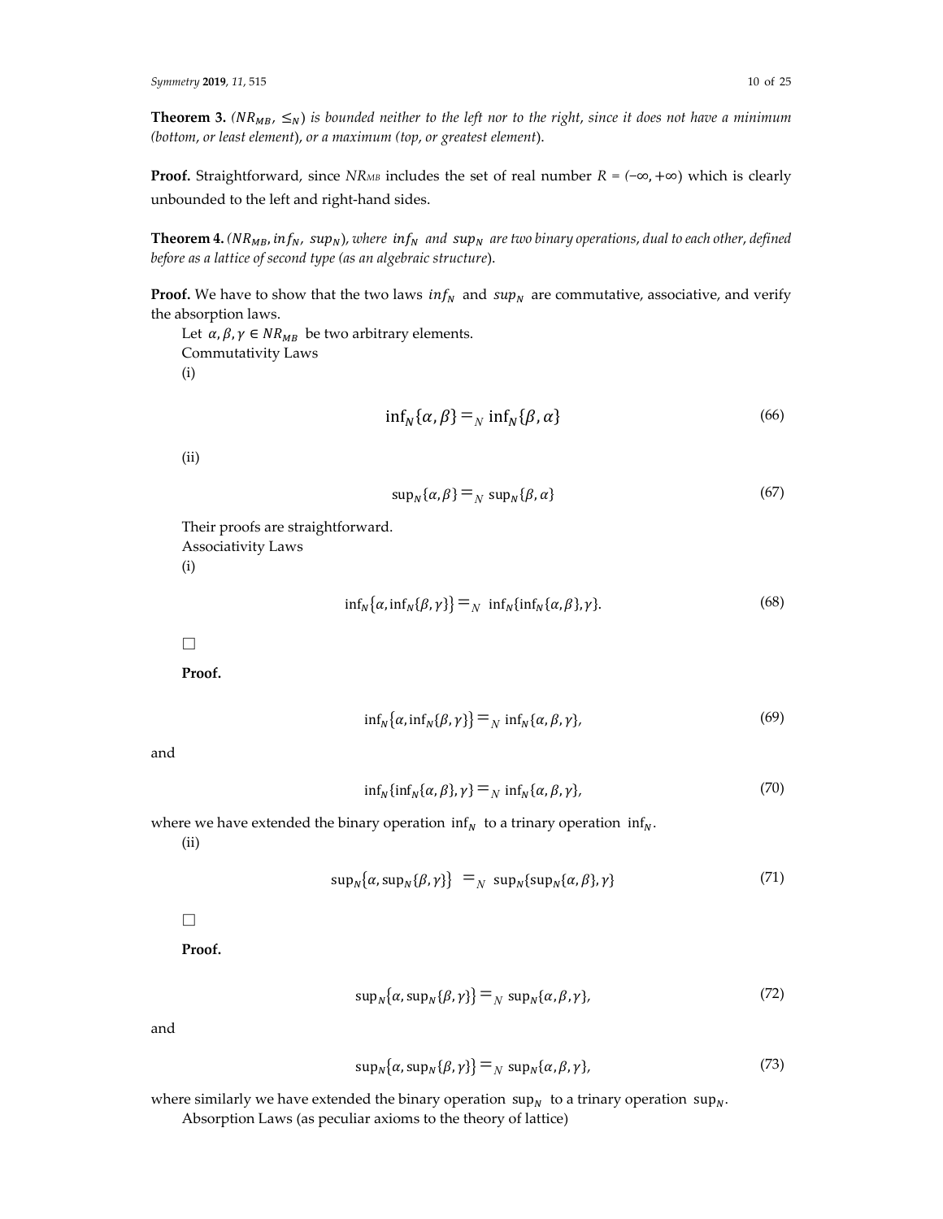**Theorem 3.** *($NR_{MB}$, $\leq_N$) is bounded neither to the left nor to the right, since it does not have a minimum (bottom, or least element), or a maximum (top, or greatest element).*

**Proof.** Straightforward, since $NR_{MB}$ includes the set of real number $R = (-\infty, +\infty)$ which is clearly unbounded to the left and right-hand sides.

**Theorem 4.** *($NR_{MB}$, $inf_N$, $sup_N$), where $inf_N$ and $sup_N$ are two binary operations, dual to each other, defined before as a lattice of second type (as an algebraic structure).*

**Proof.** We have to show that the two laws $inf_N$ and $sup_N$ are commutative, associative, and verify the absorption laws.

Let $\alpha, \beta, \gamma \in NR_{MB}$ be two arbitrary elements.

Commutativity Laws

(i)

$$\inf_N\{\alpha, \beta\} =_N \inf_N\{\beta, \alpha\} \tag{66}$$

(ii)

$$\sup_N\{\alpha, \beta\} =_N \sup_N\{\beta, \alpha\} \tag{67}$$

Their proofs are straightforward.

Associativity Laws

(i)

$$\inf_N\{\alpha, \inf_N\{\beta, \gamma\}\} =_N \inf_N\{\inf_N\{\alpha, \beta\}, \gamma\}. \tag{68}$$

□

**Proof.**

$$\inf_N\{\alpha, \inf_N\{\beta, \gamma\}\} =_N \inf_N\{\alpha, \beta, \gamma\}, \tag{69}$$

and

$$\inf_N\{\inf_N\{\alpha, \beta\}, \gamma\} =_N \inf_N\{\alpha, \beta, \gamma\}, \tag{70}$$

where we have extended the binary operation $\inf_N$ to a trinary operation $\inf_N$.

(ii)

$$\sup_N\{\alpha, \sup_N\{\beta, \gamma\}\} =_N \sup_N\{\sup_N\{\alpha, \beta\}, \gamma\} \tag{71}$$

□

**Proof.**

$$\sup_N\{\alpha, \sup_N\{\beta, \gamma\}\} =_N \sup_N\{\alpha, \beta, \gamma\}, \tag{72}$$

and

$$\sup_N\{\alpha, \sup_N\{\beta, \gamma\}\} =_N \sup_N\{\alpha, \beta, \gamma\}, \tag{73}$$

where similarly we have extended the binary operation $\sup_N$ to a trinary operation $\sup_N$.

Absorption Laws (as peculiar axioms to the theory of lattice)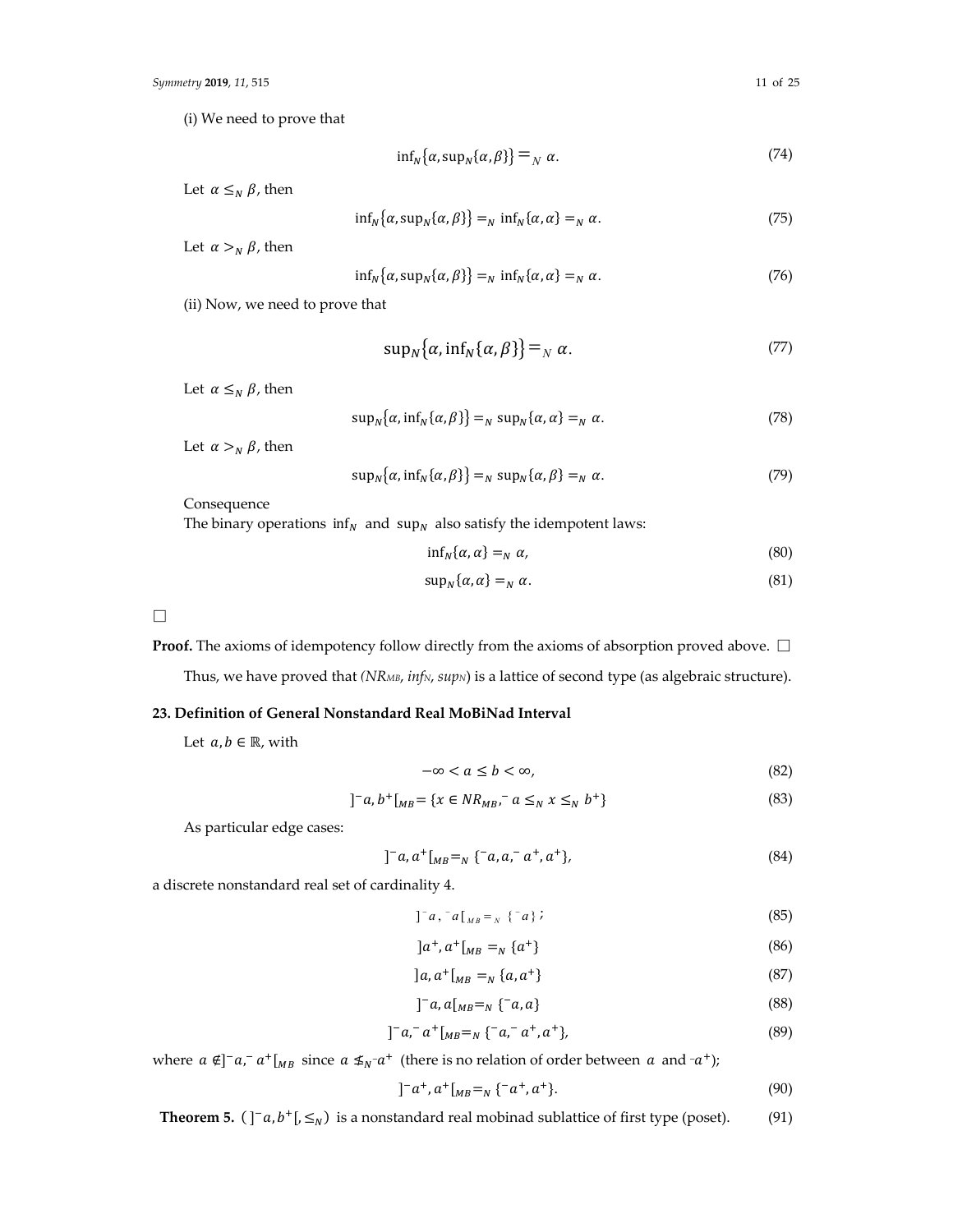(i) We need to prove that

$$\inf_N\{\alpha, \sup_N\{\alpha, \beta\}\} =_N \alpha. \tag{74}$$

Let $\alpha \leq_N \beta$, then

$$\inf_N\{\alpha, \sup_N\{\alpha, \beta\}\} =_N \inf_N\{\alpha, \alpha\} =_N \alpha. \tag{75}$$

Let $\alpha >_N \beta$, then

$$\inf_N\{\alpha, \sup_N\{\alpha, \beta\}\} =_N \inf_N\{\alpha, \alpha\} =_N \alpha. \tag{76}$$

(ii) Now, we need to prove that

$$\sup_N\{\alpha, \inf_N\{\alpha, \beta\}\} =_N \alpha. \tag{77}$$

Let $\alpha \leq_N \beta$, then

$$\sup_N\{\alpha, \inf_N\{\alpha, \beta\}\} =_N \sup_N\{\alpha, \alpha\} =_N \alpha. \tag{78}$$

Let $\alpha >_N \beta$, then

$$\sup_N\{\alpha, \inf_N\{\alpha, \beta\}\} =_N \sup_N\{\alpha, \beta\} =_N \alpha. \tag{79}$$

Consequence

The binary operations $\inf_N$ and $\sup_N$ also satisfy the idempotent laws:

$$\inf_N\{\alpha, \alpha\} =_N \alpha, \tag{80}$$

$$\sup_N\{\alpha, \alpha\} =_N \alpha. \tag{81}$$

□

**Proof.** The axioms of idempotency follow directly from the axioms of absorption proved above. □

Thus, we have proved that *($NR_{MB}$, $inf_N$, $sup_N$)* is a lattice of second type (as algebraic structure).

## 23. Definition of General Nonstandard Real MoBiNad Interval

Let $a, b \in \mathbb{R}$, with

$$-\infty < a \leq b < \infty, \tag{82}$$

$$]^-a, b^+[_{MB} = \{x \in NR_{MB}, {}^-a \leq_N x \leq_N b^+\} \tag{83}$$

As particular edge cases:

$$]^-a, a^+[_{MB} =_N \{^-a, a, {}^-a^+, a^+\}, \tag{84}$$

a discrete nonstandard real set of cardinality 4.

$$]^-a, {}^-a[_{MB} =_N \{^-a\}; \tag{85}$$

$$]a^+, a^+[_{MB} =_N \{a^+\} \tag{86}$$

$$]a, a^+[_{MB} =_N \{a, a^+\} \tag{87}$$

$$]^-a, a[_{MB} =_N \{^-a, a\} \tag{88}$$

$$]^-a, {}^-a^+[_{MB} =_N \{^-a, {}^-a^+, a^+\}, \tag{89}$$

where $a \notin ]^-a, {}^-a^+[_{MB}$ since $a \nleq_N {}^-a^+$ (there is no relation of order between $a$ and ${}^-a^+$);

$$]^-a^+, a^+[_{MB} =_N \{^-a^+, a^+\}. \tag{90}$$

**Theorem 5.** $( ]^-a, b^+[, \leq_N)$ is a nonstandard real mobinad sublattice of first type (poset). (91)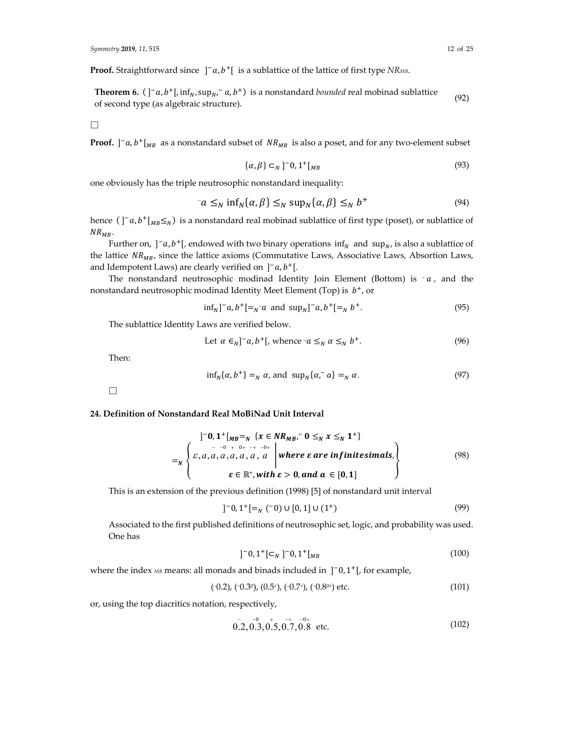**Proof.** Straightforward since $]^{-}a, b^{+}[$ is a sublattice of the lattice of first type $NR_{MB}$.

**Theorem 6.** $(]^{-}a, b^{+}[, \inf_N, \sup_N, {}^{-}a, b^{+})$ is a nonstandard *bounded* real mobinad sublattice of second type (as algebraic structure). (92)

□

**Proof.** $]^{-}a, b^{+}[_{MB}$ as a nonstandard subset of $NR_{MB}$ is also a poset, and for any two-element subset

$$\{\alpha, \beta\} \subset_N \, ]^{-}0, 1^{+}[_{MB} \tag{93}$$

one obviously has the triple neutrosophic nonstandard inequality:

$${}^{-}a \leq_N \inf_N\{\alpha, \beta\} \leq_N \sup_N\{\alpha, \beta\} \leq_N b^{+} \tag{94}$$

hence $(]^{-}a, b^{+}[_{MB} \leq_N)$ is a nonstandard real mobinad sublattice of first type (poset), or sublattice of $NR_{MB}$.

Further on, $]^{-}a, b^{+}[$, endowed with two binary operations $\inf_N$ and $\sup_N$, is also a sublattice of the lattice $NR_{MB}$, since the lattice axioms (Commutative Laws, Associative Laws, Absortion Laws, and Idempotent Laws) are clearly verified on $]^{-}a, b^{+}[$.

The nonstandard neutrosophic modinad Identity Join Element (Bottom) is ${}^{-}a$, and the nonstandard neutrosophic modinad Identity Meet Element (Top) is $b^{+}$, or

$$\inf_N ]^{-}a, b^{+}[ =_N {}^{-}a \text{ and } \sup_N ]^{-}a, b^{+}[ =_N b^{+}. \tag{95}$$

The sublattice Identity Laws are verified below.

$$\text{Let } \alpha \in_N ]^{-}a, b^{+}[, \text{ whence } {}^{-}a \leq_N \alpha \leq_N b^{+}. \tag{96}$$

Then:

$$\inf_N\{\alpha, b^{+}\} =_N \alpha, \text{ and } \sup_N\{\alpha, {}^{-}a\} =_N \alpha. \tag{97}$$

□

## 24. Definition of Nonstandard Real MoBiNad Unit Interval

$$]^{-}\mathbf{0}, \mathbf{1}^{+}[_{MB} =_N \{x \in NR_{MB}, {}^{-}\mathbf{0} \leq_N x \leq_N \mathbf{1}^{+}\}$$
$$=_N \left\{ \varepsilon, a, \overset{-}{a}, \overset{-0}{a}, \overset{+}{a}, \overset{0+}{a}, \overset{-+}{a}, \overset{-0+}{a} \;\middle|\; \begin{array}{c} \textit{where } \varepsilon \textit{ are infinitesimals}, \\ \varepsilon \in \mathbb{R}^{*}, \textit{with } \varepsilon > 0, \textit{and } a \in [0, 1] \end{array} \right\} \tag{98}$$

This is an extension of the previous definition (1998) [5] of nonstandard unit interval

$$]^{-}0, 1^{+}[ =_N ({}^{-}0) \cup [0, 1] \cup (1^{+}) \tag{99}$$

Associated to the first published definitions of neutrosophic set, logic, and probability was used. One has

$$]^{-}0, 1^{+}[ \subset_N ]^{-}0, 1^{+}[_{MB} \tag{100}$$

where the index $_{MB}$ means: all monads and binads included in $]^{-}0, 1^{+}[$, for example,

$$({}^{-}0.2), ({}^{-}0.3^{0}), (0.5^{+}), ({}^{-}0.7^{+}), ({}^{-}0.8^{0+}) \text{ etc.} \tag{101}$$

or, using the top diacritics notation, respectively,

$$0.\overset{-}{2}, 0.\overset{-0}{3}, 0.\overset{+}{5}, 0.\overset{-+}{7}, 0.\overset{-0+}{8} \text{ etc.} \tag{102}$$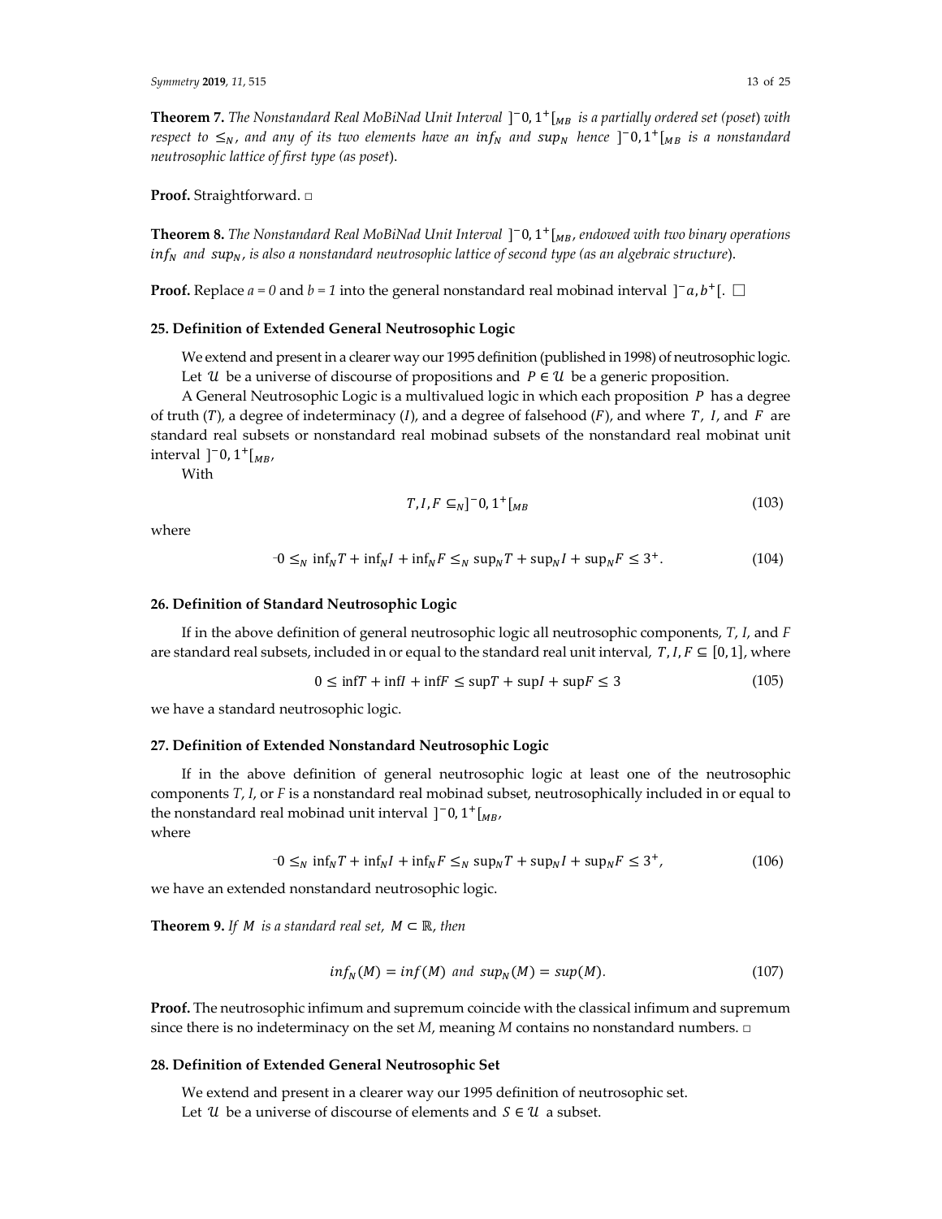**Theorem 7.** *The Nonstandard Real MoBiNad Unit Interval* $]^-0, 1^+[_{MB}$ *is a partially ordered set (poset) with respect to* $\leq_N$*, and any of its two elements have an* $inf_N$ *and* $sup_N$ *hence* $]^-0, 1^+[_{MB}$ *is a nonstandard neutrosophic lattice of first type (as poset).*

**Proof.** Straightforward. □

**Theorem 8.** *The Nonstandard Real MoBiNad Unit Interval* $]^-0, 1^+[_{MB}$*, endowed with two binary operations* $inf_N$ *and* $sup_N$*, is also a nonstandard neutrosophic lattice of second type (as an algebraic structure).*

**Proof.** Replace $a = 0$ and $b = 1$ into the general nonstandard real mobinad interval $]^-a, b^+[$. □

## 25. Definition of Extended General Neutrosophic Logic

We extend and present in a clearer way our 1995 definition (published in 1998) of neutrosophic logic.

Let $\mathcal{U}$ be a universe of discourse of propositions and $P \in \mathcal{U}$ be a generic proposition.

A General Neutrosophic Logic is a multivalued logic in which each proposition $P$ has a degree of truth ($T$), a degree of indeterminacy ($I$), and a degree of falsehood ($F$), and where $T$, $I$, and $F$ are standard real subsets or nonstandard real mobinad subsets of the nonstandard real mobinat unit interval $]^-0, 1^+[_{MB}$,

With

$$T, I, F \subseteq_N ]^-0, 1^+[_{MB} \tag{103}$$

where

$$^-0 \leq_N \inf_N T + \inf_N I + \inf_N F \leq_N \sup_N T + \sup_N I + \sup_N F \leq 3^+. \tag{104}$$

## 26. Definition of Standard Neutrosophic Logic

If in the above definition of general neutrosophic logic all neutrosophic components, $T$, $I$, and $F$ are standard real subsets, included in or equal to the standard real unit interval, $T, I, F \subseteq [0, 1]$, where

$$0 \leq \inf T + \inf I + \inf F \leq \sup T + \sup I + \sup F \leq 3 \tag{105}$$

we have a standard neutrosophic logic.

## 27. Definition of Extended Nonstandard Neutrosophic Logic

If in the above definition of general neutrosophic logic at least one of the neutrosophic components $T$, $I$, or $F$ is a nonstandard real mobinad subset, neutrosophically included in or equal to the nonstandard real mobinad unit interval $]^-0, 1^+[_{MB}$,
where

$$^-0 \leq_N \inf_N T + \inf_N I + \inf_N F \leq_N \sup_N T + \sup_N I + \sup_N F \leq 3^+, \tag{106}$$

we have an extended nonstandard neutrosophic logic.

**Theorem 9.** *If* $M$ *is a standard real set,* $M \subset \mathbb{R}$*, then*

$$inf_N(M) = inf(M) \text{ and } sup_N(M) = sup(M). \tag{107}$$

**Proof.** The neutrosophic infimum and supremum coincide with the classical infimum and supremum since there is no indeterminacy on the set $M$, meaning $M$ contains no nonstandard numbers. □

## 28. Definition of Extended General Neutrosophic Set

We extend and present in a clearer way our 1995 definition of neutrosophic set.

Let $\mathcal{U}$ be a universe of discourse of elements and $S \in \mathcal{U}$ a subset.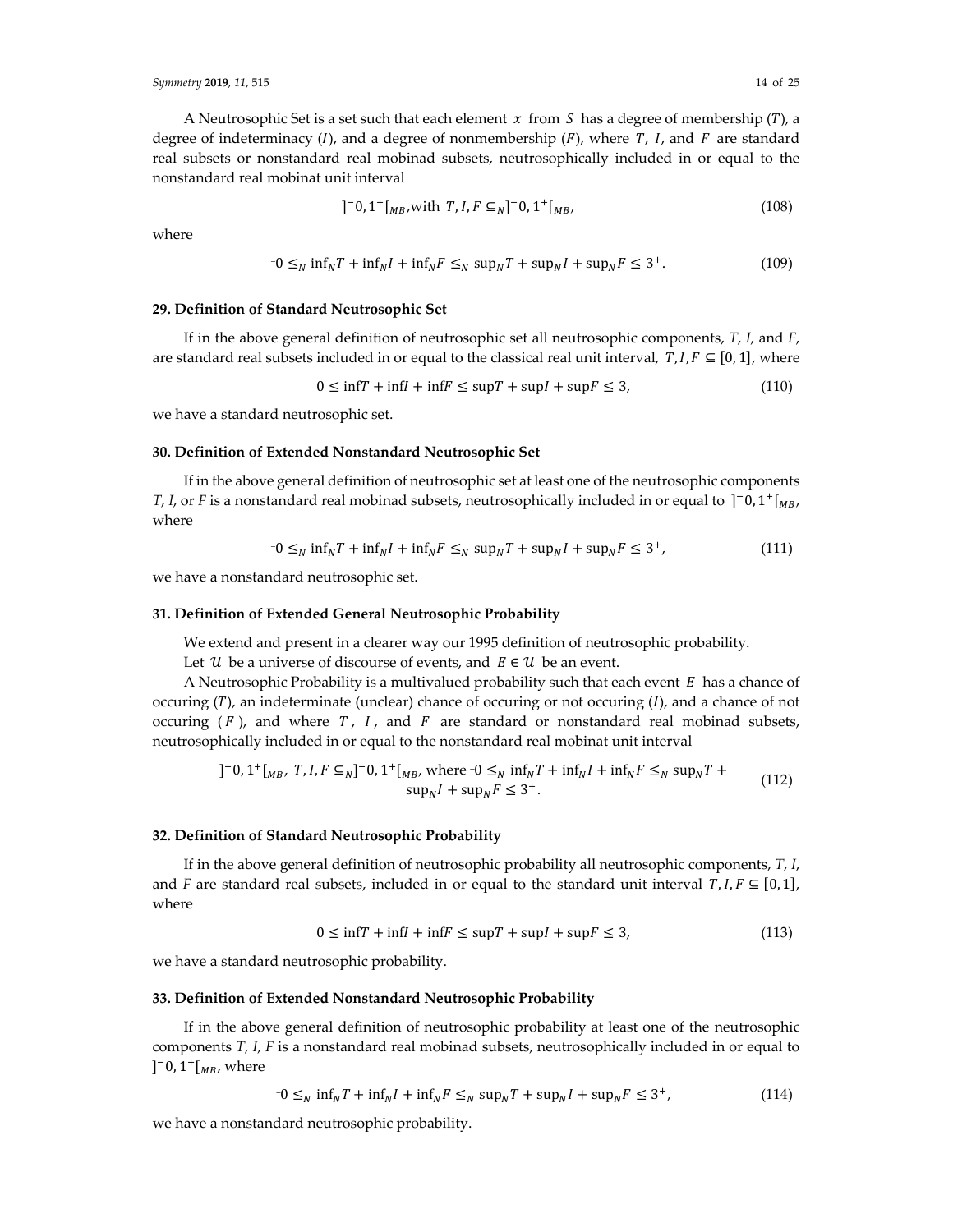A Neutrosophic Set is a set such that each element $x$ from $S$ has a degree of membership ($T$), a degree of indeterminacy ($I$), and a degree of nonmembership ($F$), where $T$, $I$, and $F$ are standard real subsets or nonstandard real mobinad subsets, neutrosophically included in or equal to the nonstandard real mobinat unit interval

$$]^{-}0, 1^{+}[_{MB}, \text{with } T, I, F \subseteq_N ]^{-}0, 1^{+}[_{MB}, \tag{108}$$

where

$${}^{-}0 \leq_N \inf_N T + \inf_N I + \inf_N F \leq_N \sup_N T + \sup_N I + \sup_N F \leq 3^{+}. \tag{109}$$

### 29. Definition of Standard Neutrosophic Set

If in the above general definition of neutrosophic set all neutrosophic components, $T$, $I$, and $F$, are standard real subsets included in or equal to the classical real unit interval, $T, I, F \subseteq [0, 1]$, where

$$0 \leq \inf T + \inf I + \inf F \leq \sup T + \sup I + \sup F \leq 3, \tag{110}$$

we have a standard neutrosophic set.

### 30. Definition of Extended Nonstandard Neutrosophic Set

If in the above general definition of neutrosophic set at least one of the neutrosophic components $T$, $I$, or $F$ is a nonstandard real mobinad subsets, neutrosophically included in or equal to $]^{-}0, 1^{+}[_{MB}$, where

$${}^{-}0 \leq_N \inf_N T + \inf_N I + \inf_N F \leq_N \sup_N T + \sup_N I + \sup_N F \leq 3^{+}, \tag{111}$$

we have a nonstandard neutrosophic set.

### 31. Definition of Extended General Neutrosophic Probability

We extend and present in a clearer way our 1995 definition of neutrosophic probability.

Let $\mathcal{U}$ be a universe of discourse of events, and $E \in \mathcal{U}$ be an event.

A Neutrosophic Probability is a multivalued probability such that each event $E$ has a chance of occuring ($T$), an indeterminate (unclear) chance of occuring or not occuring ($I$), and a chance of not occuring ($F$), and where $T$, $I$, and $F$ are standard or nonstandard real mobinad subsets, neutrosophically included in or equal to the nonstandard real mobinat unit interval

$$]^{-}0, 1^{+}[_{MB}, \ T, I, F \subseteq_N ]^{-}0, 1^{+}[_{MB}, \text{ where } {}^{-}0 \leq_N \inf_N T + \inf_N I + \inf_N F \leq_N \sup_N T + \sup_N I + \sup_N F \leq 3^{+}. \tag{112}$$

### 32. Definition of Standard Neutrosophic Probability

If in the above general definition of neutrosophic probability all neutrosophic components, $T$, $I$, and $F$ are standard real subsets, included in or equal to the standard unit interval $T, I, F \subseteq [0, 1]$, where

$$0 \leq \inf T + \inf I + \inf F \leq \sup T + \sup I + \sup F \leq 3, \tag{113}$$

we have a standard neutrosophic probability.

### 33. Definition of Extended Nonstandard Neutrosophic Probability

If in the above general definition of neutrosophic probability at least one of the neutrosophic components $T$, $I$, $F$ is a nonstandard real mobinad subsets, neutrosophically included in or equal to $]^{-}0, 1^{+}[_{MB}$, where

$${}^{-}0 \leq_N \inf_N T + \inf_N I + \inf_N F \leq_N \sup_N T + \sup_N I + \sup_N F \leq 3^{+}, \tag{114}$$

we have a nonstandard neutrosophic probability.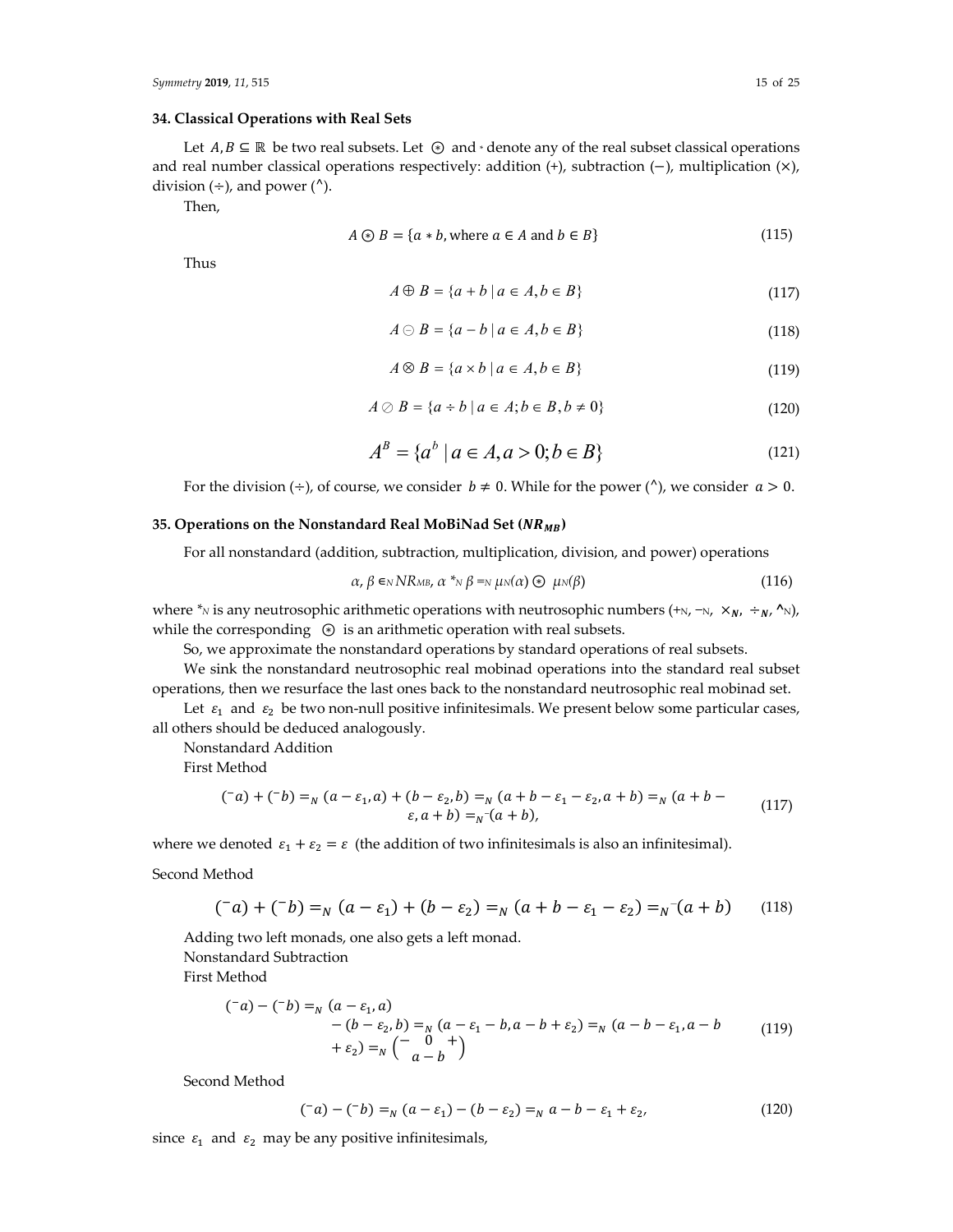## 34. Classical Operations with Real Sets

Let $A, B \subseteq \mathbb{R}$ be two real subsets. Let $\circledast$ and $*$ denote any of the real subset classical operations and real number classical operations respectively: addition (+), subtraction (−), multiplication (×), division (÷), and power (^).

Then,

$$A \circledast B = \{a * b, \text{where } a \in A \text{ and } b \in B\} \tag{115}$$

Thus

$$A \oplus B = \{a + b \mid a \in A, b \in B\} \tag{117}$$

$$A \ominus B = \{a - b \mid a \in A, b \in B\} \tag{118}$$

$$A \otimes B = \{a \times b \mid a \in A, b \in B\} \tag{119}$$

$$A \oslash B = \{a \div b \mid a \in A; b \in B, b \neq 0\} \tag{120}$$

$$A^B = \{a^b \mid a \in A, a > 0; b \in B\} \tag{121}$$

For the division (÷), of course, we consider $b \neq 0$. While for the power (^), we consider $a > 0$.

## 35. Operations on the Nonstandard Real MoBiNad Set ($NR_{MB}$)

For all nonstandard (addition, subtraction, multiplication, division, and power) operations

$$\alpha, \beta \in_N NR_{MB}, \alpha *_N \beta =_N \mu_N(\alpha) \circledast \mu_N(\beta) \tag{116}$$

where $*_N$ is any neutrosophic arithmetic operations with neutrosophic numbers ($+_N$, $-_N$, $\times_N$, $\div_N$, $^\wedge{}_N$), while the corresponding $\circledast$ is an arithmetic operation with real subsets.

So, we approximate the nonstandard operations by standard operations of real subsets.

We sink the nonstandard neutrosophic real mobinad operations into the standard real subset operations, then we resurface the last ones back to the nonstandard neutrosophic real mobinad set.

Let $\varepsilon_1$ and $\varepsilon_2$ be two non-null positive infinitesimals. We present below some particular cases, all others should be deduced analogously.

Nonstandard Addition

First Method

$$({}^{-}a) + ({}^{-}b) =_N (a - \varepsilon_1, a) + (b - \varepsilon_2, b) =_N (a + b - \varepsilon_1 - \varepsilon_2, a + b) =_N (a + b - \varepsilon, a + b) =_N {}^{-}(a + b), \tag{117}$$

where we denoted $\varepsilon_1 + \varepsilon_2 = \varepsilon$ (the addition of two infinitesimals is also an infinitesimal).

Second Method

$$({}^{-}a) + ({}^{-}b) =_N (a - \varepsilon_1) + (b - \varepsilon_2) =_N (a + b - \varepsilon_1 - \varepsilon_2) =_N {}^{-}(a + b) \tag{118}$$

Adding two left monads, one also gets a left monad.

Nonstandard Subtraction

First Method

$$({}^{-}a) - ({}^{-}b) =_N (a - \varepsilon_1, a) - (b - \varepsilon_2, b) =_N (a - \varepsilon_1 - b, a - b + \varepsilon_2) =_N (a - b - \varepsilon_1, a - b + \varepsilon_2) =_N \left( \underset{a-b}{{}^{-}0^{+}} \right) \tag{119}$$

Second Method

$$({}^{-}a) - ({}^{-}b) =_N (a - \varepsilon_1) - (b - \varepsilon_2) =_N a - b - \varepsilon_1 + \varepsilon_2, \tag{120}$$

since $\varepsilon_1$ and $\varepsilon_2$ may be any positive infinitesimals,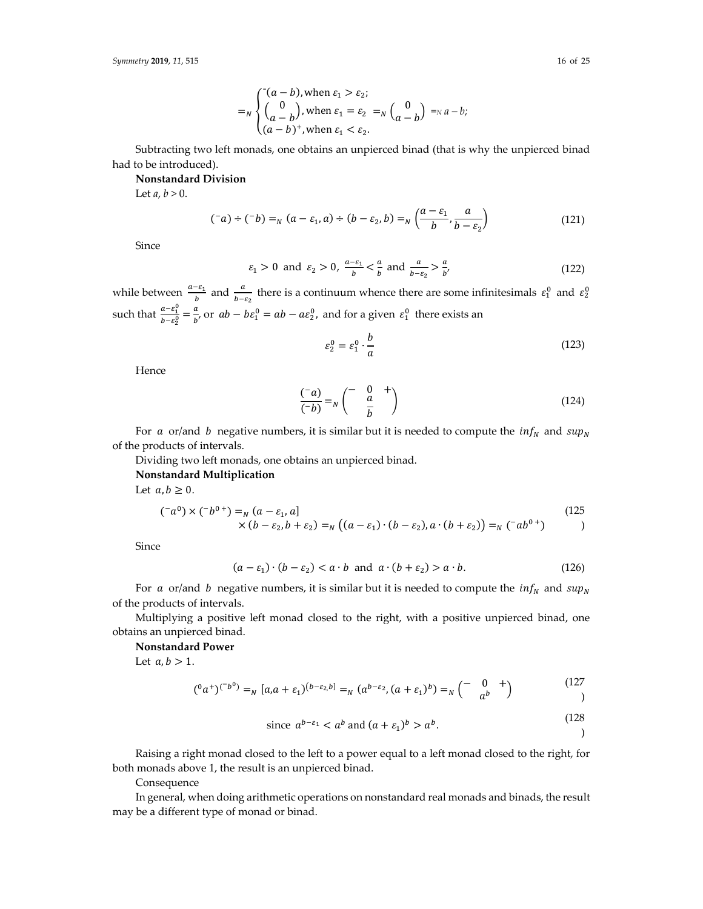$$=_N \begin{cases} {}^{-}(a-b), \text{when } \varepsilon_1 > \varepsilon_2; \\ \begin{pmatrix} 0 \\ a-b \end{pmatrix}, \text{when } \varepsilon_1 = \varepsilon_2 \ =_N \begin{pmatrix} 0 \\ a-b \end{pmatrix} \ =_N a-b; \\ (a-b)^{+}, \text{when } \varepsilon_1 < \varepsilon_2. \end{cases}$$

Subtracting two left monads, one obtains an unpierced binad (that is why the unpierced binad had to be introduced).

**Nonstandard Division**

Let $a, b > 0$.

$$({}^{-}a) \div ({}^{-}b) =_N (a-\varepsilon_1, a) \div (b-\varepsilon_2, b) =_N \left(\frac{a-\varepsilon_1}{b}, \frac{a}{b-\varepsilon_2}\right) \tag{121}$$

Since

$$\varepsilon_1 > 0 \text{ and } \varepsilon_2 > 0, \ \frac{a-\varepsilon_1}{b} < \frac{a}{b} \text{ and } \frac{a}{b-\varepsilon_2} > \frac{a}{b}, \tag{122}$$

while between $\frac{a-\varepsilon_1}{b}$ and $\frac{a}{b-\varepsilon_2}$ there is a continuum whence there are some infinitesimals $\varepsilon_1^0$ and $\varepsilon_2^0$ such that $\frac{a-\varepsilon_1^0}{b-\varepsilon_2^0} = \frac{a}{b}$, or $ab - b\varepsilon_1^0 = ab - a\varepsilon_2^0$, and for a given $\varepsilon_1^0$ there exists an

$$\varepsilon_2^0 = \varepsilon_1^0 \cdot \frac{b}{a} \tag{123}$$

Hence

$$\frac{({}^{-}a)}{({}^{-}b)} =_N \begin{pmatrix} - & 0 & + \\ & \frac{a}{b} & \end{pmatrix} \tag{124}$$

For $a$ or/and $b$ negative numbers, it is similar but it is needed to compute the $inf_N$ and $sup_N$ of the products of intervals.

Dividing two left monads, one obtains an unpierced binad.

**Nonstandard Multiplication**

Let $a, b \geq 0$.

$$({}^{-}a^{0}) \times ({}^{-}b^{0\,+}) =_N (a-\varepsilon_1, a] \times (b-\varepsilon_2, b+\varepsilon_2) =_N \left((a-\varepsilon_1)\cdot(b-\varepsilon_2), a\cdot(b+\varepsilon_2)\right) =_N ({}^{-}ab^{0\,+}) \tag{125}$$

Since

$$(a-\varepsilon_1)\cdot(b-\varepsilon_2) < a \cdot b \text{ and } a\cdot(b+\varepsilon_2) > a \cdot b. \tag{126}$$

For $a$ or/and $b$ negative numbers, it is similar but it is needed to compute the $inf_N$ and $sup_N$ of the products of intervals.

Multiplying a positive left monad closed to the right, with a positive unpierced binad, one obtains an unpierced binad.

**Nonstandard Power**

Let $a, b > 1$.

$$({}^{0}a^{+})^{({}^{-}b^{0})} =_N [a, a+\varepsilon_1)^{(b-\varepsilon_2, b]} =_N (a^{b-\varepsilon_2}, (a+\varepsilon_1)^{b}) =_N \begin{pmatrix} - & 0 & + \\ & a^{b} & \end{pmatrix} \tag{127}$$

$$\text{since } a^{b-\varepsilon_1} < a^{b} \text{ and } (a+\varepsilon_1)^{b} > a^{b}. \tag{128}$$

Raising a right monad closed to the left to a power equal to a left monad closed to the right, for both monads above 1, the result is an unpierced binad.

Consequence

In general, when doing arithmetic operations on nonstandard real monads and binads, the result may be a different type of monad or binad.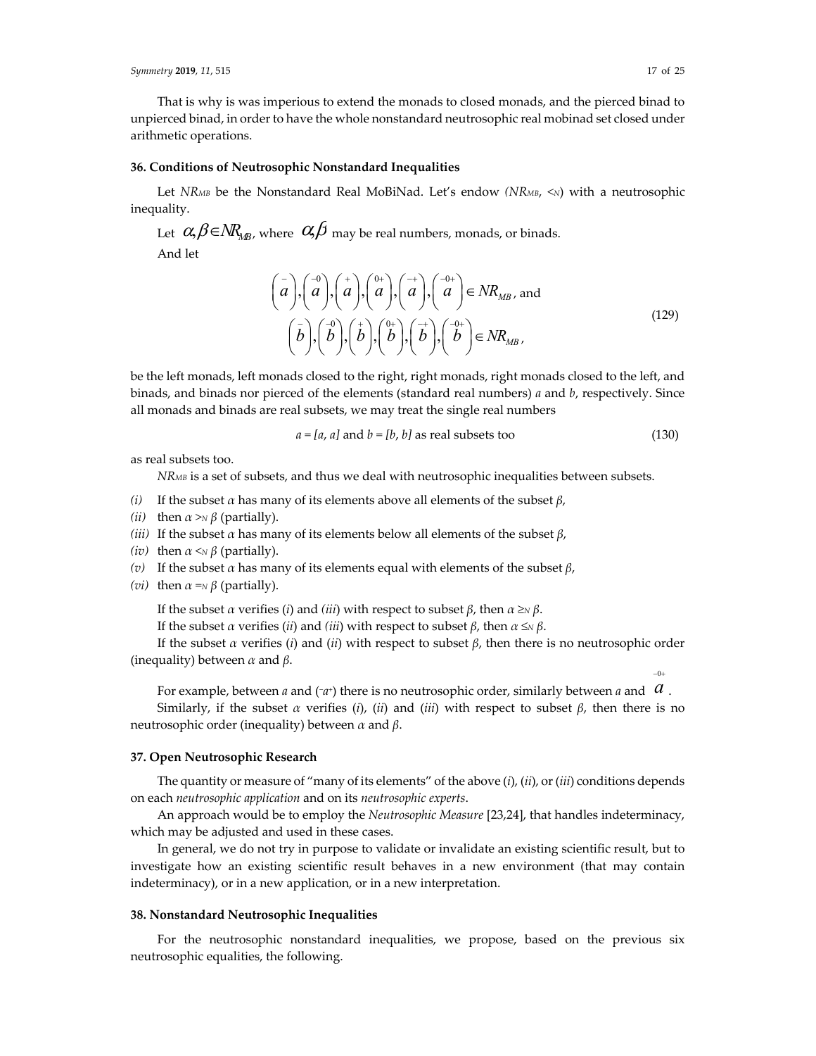That is why is was imperious to extend the monads to closed monads, and the pierced binad to unpierced binad, in order to have the whole nonstandard neutrosophic real mobinad set closed under arithmetic operations.

### 36. Conditions of Neutrosophic Nonstandard Inequalities

Let $NR_{MB}$ be the Nonstandard Real MoBiNad. Let's endow $(NR_{MB}, <_N)$ with a neutrosophic inequality.

Let $\alpha, \beta \in NR_{MB}$, where $\alpha, \beta$ may be real numbers, monads, or binads.

And let

$$\left(\overset{-}{a}\right), \left(\overset{-0}{a}\right), \left(\overset{+}{a}\right), \left(\overset{0+}{a}\right), \left(\overset{-+}{a}\right), \left(\overset{-0+}{a}\right) \in NR_{MB}, \text{ and}$$
$$\left(\overset{-}{b}\right), \left(\overset{-0}{b}\right), \left(\overset{+}{b}\right), \left(\overset{0+}{b}\right), \left(\overset{-+}{b}\right), \left(\overset{-0+}{b}\right) \in NR_{MB}, \tag{129}$$

be the left monads, left monads closed to the right, right monads, right monads closed to the left, and binads, and binads nor pierced of the elements (standard real numbers) $a$ and $b$, respectively. Since all monads and binads are real subsets, we may treat the single real numbers

$$a = [a, a] \text{ and } b = [b, b] \text{ as real subsets too} \tag{130}$$

as real subsets too.

$NR_{MB}$ is a set of subsets, and thus we deal with neutrosophic inequalities between subsets.

*(i)* If the subset $\alpha$ has many of its elements above all elements of the subset $\beta$,
*(ii)* then $\alpha >_N \beta$ (partially).
*(iii)* If the subset $\alpha$ has many of its elements below all elements of the subset $\beta$,
*(iv)* then $\alpha <_N \beta$ (partially).
*(v)* If the subset $\alpha$ has many of its elements equal with elements of the subset $\beta$,
*(vi)* then $\alpha =_N \beta$ (partially).

If the subset $\alpha$ verifies (*i*) and *(iii)* with respect to subset $\beta$, then $\alpha \geq_N \beta$.

If the subset $\alpha$ verifies (*ii*) and (*iii*) with respect to subset $\beta$, then $\alpha \leq_N \beta$.

If the subset $\alpha$ verifies (*i*) and (*ii*) with respect to subset $\beta$, then there is no neutrosophic order (inequality) between $\alpha$ and $\beta$.

For example, between $a$ and $({}^{-}a^{+})$ there is no neutrosophic order, similarly between $a$ and $\overset{-0+}{a}$.

Similarly, if the subset $\alpha$ verifies (*i*), (*ii*) and (*iii*) with respect to subset $\beta$, then there is no neutrosophic order (inequality) between $\alpha$ and $\beta$.

### 37. Open Neutrosophic Research

The quantity or measure of "many of its elements" of the above (*i*), (*ii*), or (*iii*) conditions depends on each *neutrosophic application* and on its *neutrosophic experts*.

An approach would be to employ the *Neutrosophic Measure* [23,24], that handles indeterminacy, which may be adjusted and used in these cases.

In general, we do not try in purpose to validate or invalidate an existing scientific result, but to investigate how an existing scientific result behaves in a new environment (that may contain indeterminacy), or in a new application, or in a new interpretation.

### 38. Nonstandard Neutrosophic Inequalities

For the neutrosophic nonstandard inequalities, we propose, based on the previous six neutrosophic equalities, the following.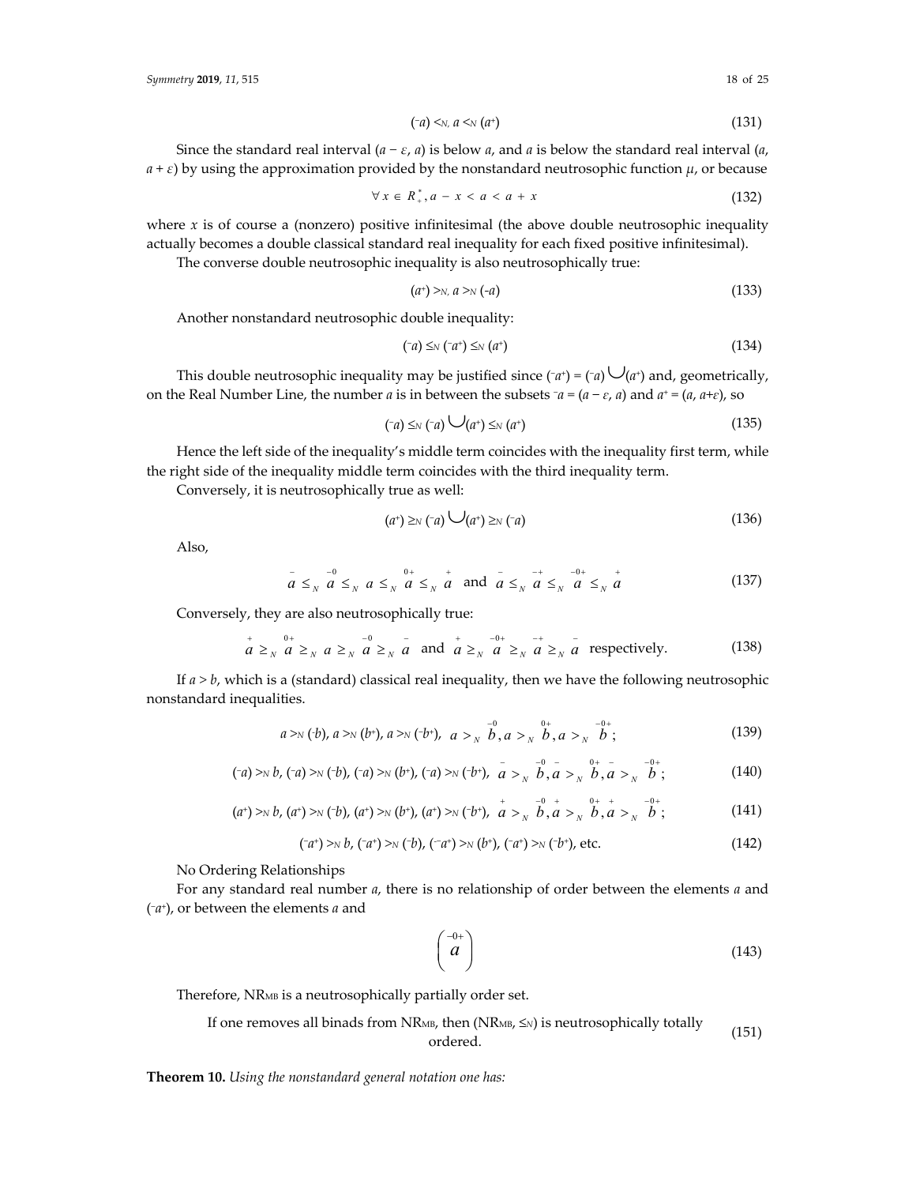$$(^{-}a) <_{N,} a <_{N} (a^{+}) \tag{131}$$

Since the standard real interval $(a - \varepsilon, a)$ is below $a$, and $a$ is below the standard real interval $(a, a + \varepsilon)$ by using the approximation provided by the nonstandard neutrosophic function $\mu$, or because

$$\forall x \in R_{+}^{*}, a - x < a < a + x \tag{132}$$

where $x$ is of course a (nonzero) positive infinitesimal (the above double neutrosophic inequality actually becomes a double classical standard real inequality for each fixed positive infinitesimal).

The converse double neutrosophic inequality is also neutrosophically true:

$$(a^{+}) >_{N,} a >_{N} (\text{-}a) \tag{133}$$

Another nonstandard neutrosophic double inequality:

$$(^{-}a) \leq_{N} (^{-}a^{+}) \leq_{N} (a^{+}) \tag{134}$$

This double neutrosophic inequality may be justified since $(^{-}a^{+}) = (^{-}a) \bigcup (a^{+})$ and, geometrically, on the Real Number Line, the number $a$ is in between the subsets $^{-}a = (a - \varepsilon, a)$ and $a^{+} = (a, a+\varepsilon)$, so

$$(^{-}a) \leq_{N} (^{-}a) \bigcup (a^{+}) \leq_{N} (a^{+}) \tag{135}$$

Hence the left side of the inequality's middle term coincides with the inequality first term, while the right side of the inequality middle term coincides with the third inequality term.

Conversely, it is neutrosophically true as well:

$$(a^{+}) \geq_{N} (^{-}a) \bigcup (a^{+}) \geq_{N} (^{-}a) \tag{136}$$

Also,

$$\overset{-}{a} \leq_{N} \overset{-0}{a} \leq_{N} a \leq_{N} \overset{0+}{a} \leq_{N} \overset{+}{a} \text{ and } \overset{-}{a} \leq_{N} \overset{-+}{a} \leq_{N} \overset{-0+}{a} \leq_{N} \overset{+}{a} \tag{137}$$

Conversely, they are also neutrosophically true:

$$\overset{+}{a} \geq_{N} \overset{0+}{a} \geq_{N} a \geq_{N} \overset{-0}{a} \geq_{N} \overset{-}{a} \text{ and } \overset{+}{a} \geq_{N} \overset{-0+}{a} \geq_{N} \overset{-+}{a} \geq_{N} \overset{-}{a} \text{ respectively.} \tag{138}$$

If $a > b$, which is a (standard) classical real inequality, then we have the following neutrosophic nonstandard inequalities.

$$a >_{N} (^{-}b), a >_{N} (b^{+}), a >_{N} (^{-}b^{+}), \ a >_{N} \overset{-0}{b}, a >_{N} \overset{0+}{b}, a >_{N} \overset{-0+}{b}; \tag{139}$$

$$(^{-}a) >_{N} b, (^{-}a) >_{N} (^{-}b), (^{-}a) >_{N} (b^{+}), (^{-}a) >_{N} (^{-}b^{+}), \ \overset{-}{a} >_{N} \overset{-0}{b}, \overset{-}{a} >_{N} \overset{0+}{b}, \overset{-}{a} >_{N} \overset{-0+}{b}; \tag{140}$$

$$(a^{+}) >_{N} b, (a^{+}) >_{N} (^{-}b), (a^{+}) >_{N} (b^{+}), (a^{+}) >_{N} (^{-}b^{+}), \ \overset{+}{a} >_{N} \overset{-0}{b}, \overset{+}{a} >_{N} \overset{0+}{b}, \overset{+}{a} >_{N} \overset{-0+}{b}; \tag{141}$$

$$(^{-}a^{+}) >_{N} b, (^{-}a^{+}) >_{N} (^{-}b), (^{-}a^{+}) >_{N} (b^{+}), (^{-}a^{+}) >_{N} (^{-}b^{+}), \text{ etc.} \tag{142}$$

No Ordering Relationships

For any standard real number $a$, there is no relationship of order between the elements $a$ and $(^{-}a^{+})$, or between the elements $a$ and

$$\left( \overset{-0+}{a} \right) \tag{143}$$

Therefore, $NR_{MB}$ is a neutrosophically partially order set.

$$\text{If one removes all binads from } NR_{MB}\text{, then } (NR_{MB}, \leq_{N}) \text{ is neutrosophically totally ordered.} \tag{151}$$

**Theorem 10.** *Using the nonstandard general notation one has:*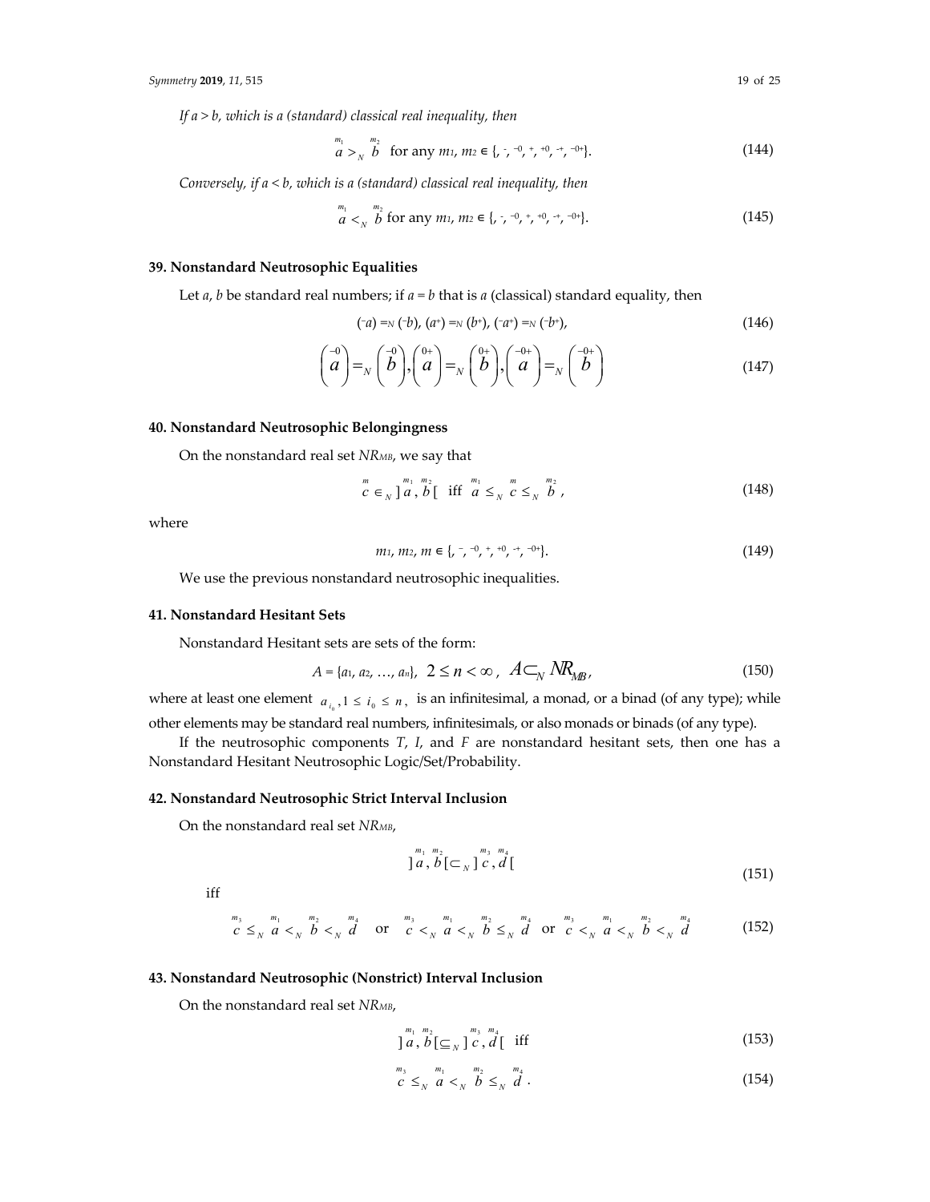*If a > b, which is a (standard) classical real inequality, then*

$$\overset{m_1}{a} >_N \overset{m_2}{b} \quad \text{for any } m_1, m_2 \in \{, {}^-, {}^{-0}, {}^+, {}^{+0}, {}^{-+}, {}^{-0+}\}. \tag{144}$$

*Conversely, if a < b, which is a (standard) classical real inequality, then*

$$\overset{m_1}{a} <_N \overset{m_2}{b} \text{ for any } m_1, m_2 \in \{, {}^-, {}^{-0}, {}^+, {}^{+0}, {}^{-+}, {}^{-0+}\}. \tag{145}$$

## 39. Nonstandard Neutrosophic Equalities

Let $a$, $b$ be standard real numbers; if $a = b$ that is $a$ (classical) standard equality, then

$$({}^-a) =_N ({}^-b),\ (a^+) =_N (b^+),\ ({}^-a^+) =_N ({}^-b^+), \tag{146}$$

$$\left(\overset{-0}{a}\right) =_N \left(\overset{-0}{b}\right), \left(\overset{0+}{a}\right) =_N \left(\overset{0+}{b}\right), \left(\overset{-0+}{a}\right) =_N \left(\overset{-0+}{b}\right) \tag{147}$$

## 40. Nonstandard Neutrosophic Belongingness

On the nonstandard real set $NR_{MB}$, we say that

$$\overset{m}{c} \in_N \left]\overset{m_1}{a}, \overset{m_2}{b}\right[ \quad \text{iff} \quad \overset{m_1}{a} \leq_N \overset{m}{c} \leq_N \overset{m_2}{b}, \tag{148}$$

where

$$m_1, m_2, m \in \{, {}^-, {}^{-0}, {}^+, {}^{+0}, {}^{-+}, {}^{-0+}\}. \tag{149}$$

We use the previous nonstandard neutrosophic inequalities.

## 41. Nonstandard Hesitant Sets

Nonstandard Hesitant sets are sets of the form:

$$A = \{a_1, a_2, \ldots, a_n\},\ 2 \leq n < \infty,\ A \subset_N NR_{MB}, \tag{150}$$

where at least one element $a_{i_0}, 1 \leq i_0 \leq n$, is an infinitesimal, a monad, or a binad (of any type); while other elements may be standard real numbers, infinitesimals, or also monads or binads (of any type).

If the neutrosophic components $T$, $I$, and $F$ are nonstandard hesitant sets, then one has a Nonstandard Hesitant Neutrosophic Logic/Set/Probability.

## 42. Nonstandard Neutrosophic Strict Interval Inclusion

On the nonstandard real set $NR_{MB}$,

$$\left]\overset{m_1}{a}, \overset{m_2}{b}\right[ \subset_N \left]\overset{m_3}{c}, \overset{m_4}{d}\right[ \tag{151}$$

iff

$$\overset{m_3}{c} \leq_N \overset{m_1}{a} <_N \overset{m_2}{b} <_N \overset{m_4}{d} \quad \text{or} \quad \overset{m_3}{c} <_N \overset{m_1}{a} <_N \overset{m_2}{b} \leq_N \overset{m_4}{d} \quad \text{or} \quad \overset{m_3}{c} <_N \overset{m_1}{a} <_N \overset{m_2}{b} <_N \overset{m_4}{d} \tag{152}$$

## 43. Nonstandard Neutrosophic (Nonstrict) Interval Inclusion

On the nonstandard real set $NR_{MB}$,

$$\left]\overset{m_1}{a}, \overset{m_2}{b}\right[ \subseteq_N \left]\overset{m_3}{c}, \overset{m_4}{d}\right[ \quad \text{iff} \tag{153}$$

$$\overset{m_3}{c} \leq_N \overset{m_1}{a} <_N \overset{m_2}{b} \leq_N \overset{m_4}{d}. \tag{154}$$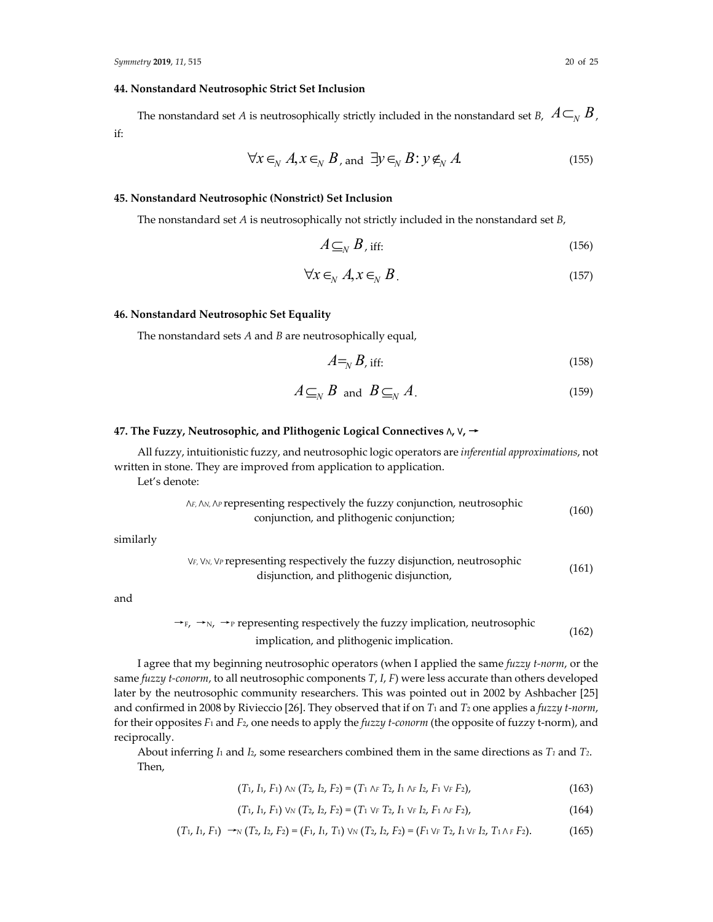### 44. Nonstandard Neutrosophic Strict Set Inclusion

The nonstandard set *A* is neutrosophically strictly included in the nonstandard set *B*, $A \subset_N B$, if:

$$\forall x \in_N A, x \in_N B \text{, and } \exists y \in_N B : y \notin_N A. \tag{155}$$

### 45. Nonstandard Neutrosophic (Nonstrict) Set Inclusion

The nonstandard set *A* is neutrosophically not strictly included in the nonstandard set *B*,

$$A \subseteq_N B \text{, iff:} \tag{156}$$

$$\forall x \in_N A, x \in_N B. \tag{157}$$

### 46. Nonstandard Neutrosophic Set Equality

The nonstandard sets *A* and *B* are neutrosophically equal,

$$A =_N B \text{, iff:} \tag{158}$$

$$A \subseteq_N B \text{ and } B \subseteq_N A. \tag{159}$$

### 47. The Fuzzy, Neutrosophic, and Plithogenic Logical Connectives ∧, ∨, →

All fuzzy, intuitionistic fuzzy, and neutrosophic logic operators are *inferential approximations*, not written in stone. They are improved from application to application.

Let's denote:

$\wedge_F, \wedge_N, \wedge_P$ representing respectively the fuzzy conjunction, neutrosophic conjunction, and plithogenic conjunction; (160)

similarly

$\vee_F, \vee_N, \vee_P$ representing respectively the fuzzy disjunction, neutrosophic disjunction, and plithogenic disjunction, (161)

and

$\rightarrow_F, \rightarrow_N, \rightarrow_P$ representing respectively the fuzzy implication, neutrosophic implication, and plithogenic implication. (162)

I agree that my beginning neutrosophic operators (when I applied the same *fuzzy t-norm*, or the same *fuzzy t-conorm*, to all neutrosophic components *T*, *I*, *F*) were less accurate than others developed later by the neutrosophic community researchers. This was pointed out in 2002 by Ashbacher [25] and confirmed in 2008 by Rivieccio [26]. They observed that if on $T_1$ and $T_2$ one applies a *fuzzy t-norm*, for their opposites $F_1$ and $F_2$, one needs to apply the *fuzzy t-conorm* (the opposite of fuzzy t-norm), and reciprocally.

About inferring $I_1$ and $I_2$, some researchers combined them in the same directions as $T_1$ and $T_2$.

Then,

$$(T_1, I_1, F_1) \wedge_N (T_2, I_2, F_2) = (T_1 \wedge_F T_2, I_1 \wedge_F I_2, F_1 \vee_F F_2), \tag{163}$$

$$(T_1, I_1, F_1) \vee_N (T_2, I_2, F_2) = (T_1 \vee_F T_2, I_1 \vee_F I_2, F_1 \wedge_F F_2), \tag{164}$$

$$(T_1, I_1, F_1) \rightarrow_N (T_2, I_2, F_2) = (F_1, I_1, T_1) \vee_N (T_2, I_2, F_2) = (F_1 \vee_F T_2, I_1 \vee_F I_2, T_1 \wedge_F F_2). \tag{165}$$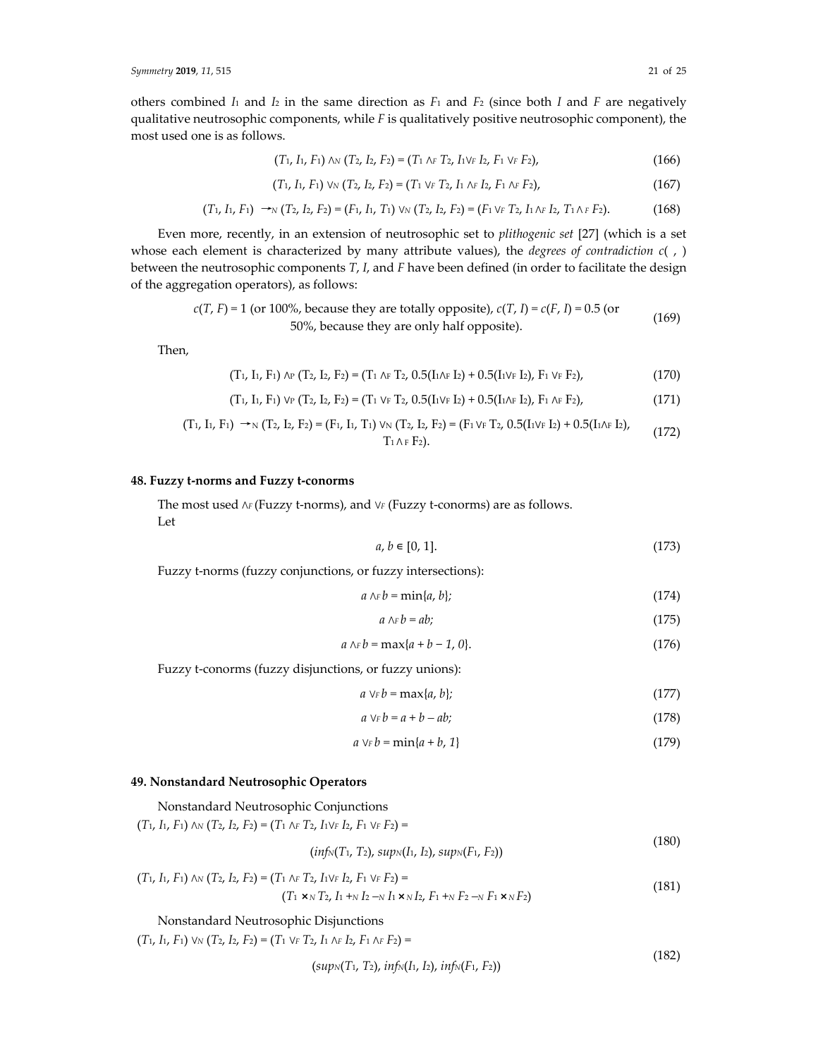others combined $I_1$ and $I_2$ in the same direction as $F_1$ and $F_2$ (since both $I$ and $F$ are negatively qualitative neutrosophic components, while $F$ is qualitatively positive neutrosophic component), the most used one is as follows.

$$(T_1, I_1, F_1) \wedge_N (T_2, I_2, F_2) = (T_1 \wedge_F T_2, I_1 \vee_F I_2, F_1 \vee_F F_2), \tag{166}$$

$$(T_1, I_1, F_1) \vee_N (T_2, I_2, F_2) = (T_1 \vee_F T_2, I_1 \wedge_F I_2, F_1 \wedge_F F_2), \tag{167}$$

$$(T_1, I_1, F_1) \rightarrow_N (T_2, I_2, F_2) = (F_1, I_1, T_1) \vee_N (T_2, I_2, F_2) = (F_1 \vee_F T_2, I_1 \wedge_F I_2, T_1 \wedge_F F_2). \tag{168}$$

Even more, recently, in an extension of neutrosophic set to *plithogenic set* [27] (which is a set whose each element is characterized by many attribute values), the *degrees of contradiction c( , )* between the neutrosophic components $T$, $I$, and $F$ have been defined (in order to facilitate the design of the aggregation operators), as follows:

$$c(T, F) = 1 \text{ (or 100\%, because they are totally opposite)}, c(T, I) = c(F, I) = 0.5 \text{ (or 50\%, because they are only half opposite)}. \tag{169}$$

Then,

$$(T_1, I_1, F_1) \wedge_P (T_2, I_2, F_2) = (T_1 \wedge_F T_2, 0.5(I_1 \wedge_F I_2) + 0.5(I_1 \vee_F I_2), F_1 \vee_F F_2), \tag{170}$$

$$(T_1, I_1, F_1) \vee_P (T_2, I_2, F_2) = (T_1 \vee_F T_2, 0.5(I_1 \vee_F I_2) + 0.5(I_1 \wedge_F I_2), F_1 \wedge_F F_2), \tag{171}$$

$$(T_1, I_1, F_1) \rightarrow_N (T_2, I_2, F_2) = (F_1, I_1, T_1) \vee_N (T_2, I_2, F_2) = (F_1 \vee_F T_2, 0.5(I_1 \vee_F I_2) + 0.5(I_1 \wedge_F I_2), T_1 \wedge_F F_2). \tag{172}$$

## 48. Fuzzy t-norms and Fuzzy t-conorms

The most used $\wedge_F$ (Fuzzy t-norms), and $\vee_F$ (Fuzzy t-conorms) are as follows.
Let

$$a, b \in [0, 1]. \tag{173}$$

Fuzzy t-norms (fuzzy conjunctions, or fuzzy intersections):

$$a \wedge_F b = \min\{a, b\}; \tag{174}$$

$$a \wedge_F b = ab; \tag{175}$$

$$a \wedge_F b = \max\{a + b - 1, 0\}. \tag{176}$$

Fuzzy t-conorms (fuzzy disjunctions, or fuzzy unions):

$$a \vee_F b = \max\{a, b\}; \tag{177}$$

$$a \vee_F b = a + b - ab; \tag{178}$$

$$a \vee_F b = \min\{a + b, 1\} \tag{179}$$

## 49. Nonstandard Neutrosophic Operators

Nonstandard Neutrosophic Conjunctions

$$(T_1, I_1, F_1) \wedge_N (T_2, I_2, F_2) = (T_1 \wedge_F T_2, I_1 \vee_F I_2, F_1 \vee_F F_2) = (\inf_N(T_1, T_2), \sup_N(I_1, I_2), \sup_N(F_1, F_2)) \tag{180}$$

$$(T_1, I_1, F_1) \wedge_N (T_2, I_2, F_2) = (T_1 \wedge_F T_2, I_1 \vee_F I_2, F_1 \vee_F F_2) = (T_1 \times_N T_2, I_1 +_N I_2 -_N I_1 \times_N I_2, F_1 +_N F_2 -_N F_1 \times_N F_2) \tag{181}$$

Nonstandard Neutrosophic Disjunctions

$$(T_1, I_1, F_1) \vee_N (T_2, I_2, F_2) = (T_1 \vee_F T_2, I_1 \wedge_F I_2, F_1 \wedge_F F_2) = (\sup_N(T_1, T_2), \inf_N(I_1, I_2), \inf_N(F_1, F_2)) \tag{182}$$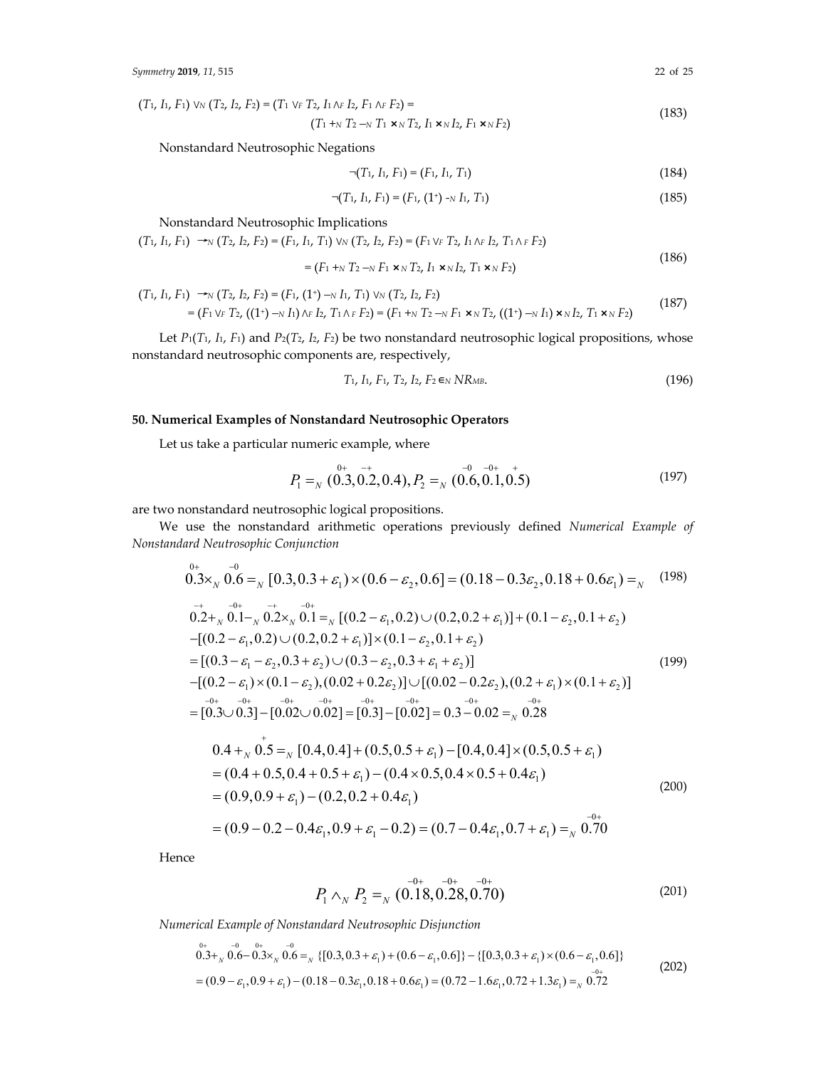$$(T_1, I_1, F_1) \vee_N (T_2, I_2, F_2) = (T_1 \vee_F T_2, I_1 \wedge_F I_2, F_1 \wedge_F F_2) = (T_1 +_N T_2 -_N T_1 \times_N T_2, I_1 \times_N I_2, F_1 \times_N F_2) \tag{183}$$

Nonstandard Neutrosophic Negations

$$\neg(T_1, I_1, F_1) = (F_1, I_1, T_1) \tag{184}$$

$$\neg(T_1, I_1, F_1) = (F_1, (1^+) -_N I_1, T_1) \tag{185}$$

Nonstandard Neutrosophic Implications

$$(T_1, I_1, F_1) \rightarrow_N (T_2, I_2, F_2) = (F_1, I_1, T_1) \vee_N (T_2, I_2, F_2) = (F_1 \vee_F T_2, I_1 \wedge_F I_2, T_1 \wedge_F F_2) = (F_1 +_N T_2 -_N F_1 \times_N T_2, I_1 \times_N I_2, T_1 \times_N F_2) \tag{186}$$

$$(T_1, I_1, F_1) \rightarrow_N (T_2, I_2, F_2) = (F_1, (1^+) -_N I_1, T_1) \vee_N (T_2, I_2, F_2) = (F_1 \vee_F T_2, ((1^+) -_N I_1) \wedge_F I_2, T_1 \wedge_F F_2) = (F_1 +_N T_2 -_N F_1 \times_N T_2, ((1^+) -_N I_1) \times_N I_2, T_1 \times_N F_2) \tag{187}$$

Let $P_1(T_1, I_1, F_1)$ and $P_2(T_2, I_2, F_2)$ be two nonstandard neutrosophic logical propositions, whose nonstandard neutrosophic components are, respectively,

$$T_1, I_1, F_1, T_2, I_2, F_2 \in_N NR_{MB}. \tag{196}$$

## 50. Numerical Examples of Nonstandard Neutrosophic Operators

Let us take a particular numeric example, where

$$P_1 =_N (\overset{0+}{0.3}, \overset{-+}{0.2}, 0.4), P_2 =_N (\overset{-0}{0.6}, \overset{-0+}{0.1}, \overset{+}{0.5}) \tag{197}$$

are two nonstandard neutrosophic logical propositions.

We use the nonstandard arithmetic operations previously defined *Numerical Example of Nonstandard Neutrosophic Conjunction*

$$\overset{0+}{0.3} \times_N \overset{-0}{0.6} =_N [0.3, 0.3+\varepsilon_1) \times (0.6-\varepsilon_2, 0.6] = (0.18 - 0.3\varepsilon_2, 0.18 + 0.6\varepsilon_1) =_N \tag{198}$$

$$\begin{aligned}
&\overset{-+}{0.2} +_N \overset{-0+}{0.1} -_N \overset{-+}{0.2} \times_N \overset{-0+}{0.1} =_N [(0.2-\varepsilon_1, 0.2) \cup (0.2, 0.2+\varepsilon_1)] + (0.1-\varepsilon_2, 0.1+\varepsilon_2) \\
&-[(0.2-\varepsilon_1, 0.2) \cup (0.2, 0.2+\varepsilon_1)] \times (0.1-\varepsilon_2, 0.1+\varepsilon_2) \\
&= [(0.3-\varepsilon_1-\varepsilon_2, 0.3+\varepsilon_2) \cup (0.3-\varepsilon_2, 0.3+\varepsilon_1+\varepsilon_2)] \\
&-[(0.2-\varepsilon_1) \times (0.1-\varepsilon_2), (0.02+0.2\varepsilon_2)] \cup [(0.02-0.2\varepsilon_2), (0.2+\varepsilon_1) \times (0.1+\varepsilon_2)] \\
&= [\overset{-0+}{0.3} \cup \overset{-0+}{0.3}] - [\overset{-0+}{0.02} \cup \overset{-0+}{0.02}] = [\overset{-0+}{0.3}] - [\overset{-0+}{0.02}] = \overset{-0+}{0.3} - \overset{-0+}{0.02} =_N \overset{-0+}{0.28}
\end{aligned} \tag{199}$$

$$\begin{aligned}
&0.4 +_N \overset{+}{0.5} =_N [0.4, 0.4] + (0.5, 0.5+\varepsilon_1) - [0.4, 0.4] \times (0.5, 0.5+\varepsilon_1) \\
&= (0.4+0.5, 0.4+0.5+\varepsilon_1) - (0.4 \times 0.5, 0.4 \times 0.5 + 0.4\varepsilon_1) \\
&= (0.9, 0.9+\varepsilon_1) - (0.2, 0.2+0.4\varepsilon_1) \\
&= (0.9-0.2-0.4\varepsilon_1, 0.9+\varepsilon_1-0.2) = (0.7-0.4\varepsilon_1, 0.7+\varepsilon_1) =_N \overset{-0+}{0.70}
\end{aligned} \tag{200}$$

Hence

$$P_1 \wedge_N P_2 =_N (\overset{-0+}{0.18}, \overset{-0+}{0.28}, \overset{-0+}{0.70}) \tag{201}$$

*Numerical Example of Nonstandard Neutrosophic Disjunction*

$$\begin{aligned}
&\overset{0+}{0.3} +_N \overset{-0}{0.6} - \overset{0+}{0.3} \times_N \overset{-0}{0.6} =_N \{[0.3, 0.3+\varepsilon_1) + (0.6-\varepsilon_1, 0.6]\} - \{[0.3, 0.3+\varepsilon_1) \times (0.6-\varepsilon_1, 0.6]\} \\
&= (0.9-\varepsilon_1, 0.9+\varepsilon_1) - (0.18-0.3\varepsilon_1, 0.18+0.6\varepsilon_1) = (0.72-1.6\varepsilon_1, 0.72+1.3\varepsilon_1) =_N \overset{-0+}{0.72}
\end{aligned} \tag{202}$$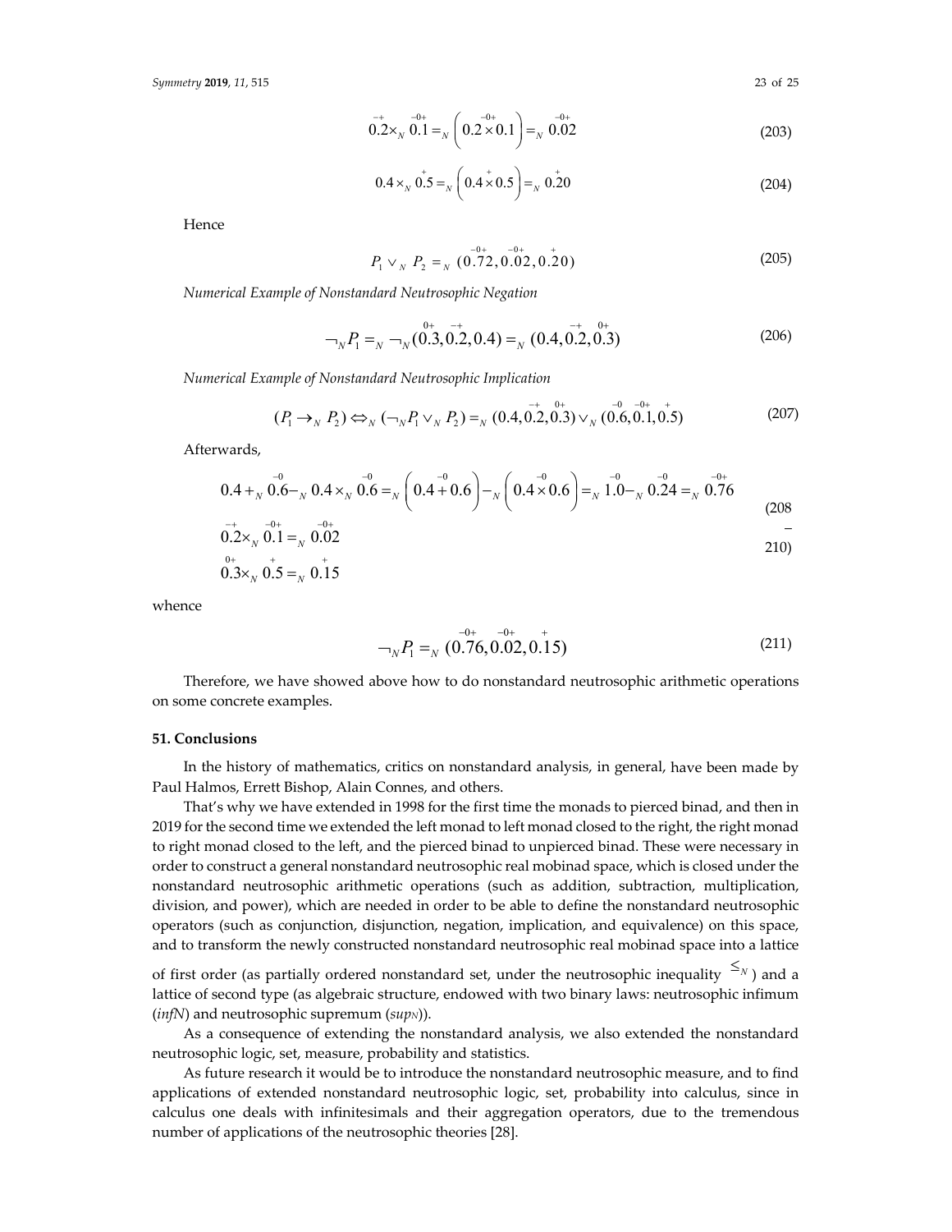$$\overset{-+}{0.2} \times_N \overset{-0+}{0.1} =_N \left( \overset{-0+}{0.2 \times 0.1} \right) =_N \overset{-0+}{0.02} \tag{203}$$

$$0.4 \times_N \overset{+}{0.5} =_N \left( 0.4 \overset{+}{\times} 0.5 \right) =_N \overset{+}{0.20} \tag{204}$$

Hence

$$P_1 \vee_N P_2 =_N (\overset{-0+}{0.72}, \overset{-0+}{0.02}, \overset{+}{0.20}) \tag{205}$$

*Numerical Example of Nonstandard Neutrosophic Negation*

$$\neg_N P_1 =_N \neg_N (\overset{0+}{0.3}, \overset{-+}{0.2}, 0.4) =_N (0.4, \overset{-+}{0.2}, \overset{0+}{0.3}) \tag{206}$$

*Numerical Example of Nonstandard Neutrosophic Implication*

$$(P_1 \rightarrow_N P_2) \Leftrightarrow_N (\neg_N P_1 \vee_N P_2) =_N (0.4, \overset{-+}{0.2}, \overset{0+}{0.3}) \vee_N (\overset{-0}{0.6}, \overset{-0+}{0.1}, \overset{+}{0.5}) \tag{207}$$

Afterwards,

$$0.4 +_N \overset{-0}{0.6} -_N 0.4 \times_N \overset{-0}{0.6} =_N \left( 0.4 \overset{-0}{+} 0.6 \right) -_N \left( 0.4 \overset{-0}{\times} 0.6 \right) =_N \overset{-0}{1.0} -_N \overset{-0}{0.24} =_N \overset{-0+}{0.76}$$

$$\overset{-+}{0.2} \times_N \overset{-0+}{0.1} =_N \overset{-0+}{0.02} \tag{208–210}$$

$$\overset{0+}{0.3} \times_N \overset{+}{0.5} =_N \overset{+}{0.15}$$

whence

$$\neg_N P_1 =_N (\overset{-0+}{0.76}, \overset{-0+}{0.02}, \overset{+}{0.15}) \tag{211}$$

Therefore, we have showed above how to do nonstandard neutrosophic arithmetic operations on some concrete examples.

## 51. Conclusions

In the history of mathematics, critics on nonstandard analysis, in general, have been made by Paul Halmos, Errett Bishop, Alain Connes, and others.

That's why we have extended in 1998 for the first time the monads to pierced binad, and then in 2019 for the second time we extended the left monad to left monad closed to the right, the right monad to right monad closed to the left, and the pierced binad to unpierced binad. These were necessary in order to construct a general nonstandard neutrosophic real mobinad space, which is closed under the nonstandard neutrosophic arithmetic operations (such as addition, subtraction, multiplication, division, and power), which are needed in order to be able to define the nonstandard neutrosophic operators (such as conjunction, disjunction, negation, implication, and equivalence) on this space, and to transform the newly constructed nonstandard neutrosophic real mobinad space into a lattice of first order (as partially ordered nonstandard set, under the neutrosophic inequality $\leq_N$) and a lattice of second type (as algebraic structure, endowed with two binary laws: neutrosophic infimum (*infN*) and neutrosophic supremum (*sup$_N$*)).

As a consequence of extending the nonstandard analysis, we also extended the nonstandard neutrosophic logic, set, measure, probability and statistics.

As future research it would be to introduce the nonstandard neutrosophic measure, and to find applications of extended nonstandard neutrosophic logic, set, probability into calculus, since in calculus one deals with infinitesimals and their aggregation operators, due to the tremendous number of applications of the neutrosophic theories [28].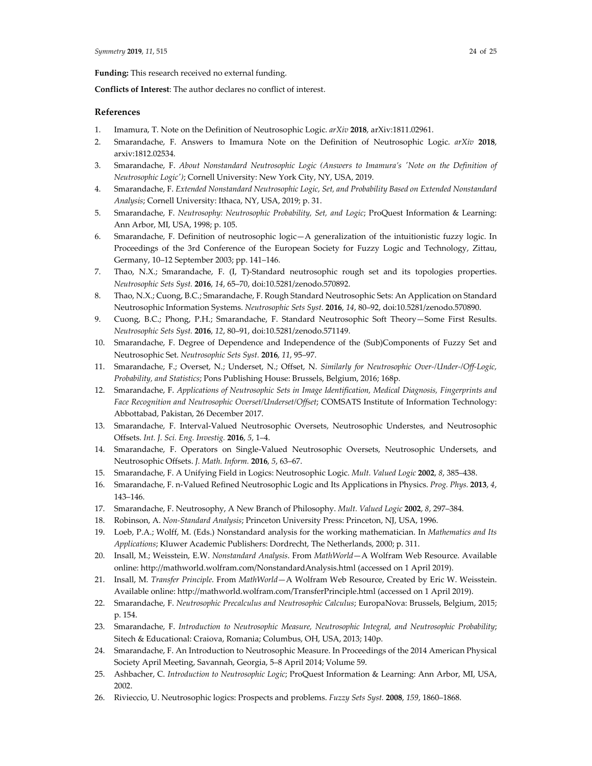**Funding:** This research received no external funding.

**Conflicts of Interest**: The author declares no conflict of interest.

## References

1. Imamura, T. Note on the Definition of Neutrosophic Logic. *arXiv* **2018**, arXiv:1811.02961.
2. Smarandache, F. Answers to Imamura Note on the Definition of Neutrosophic Logic. *arXiv* **2018**, arxiv:1812.02534.
3. Smarandache, F. *About Nonstandard Neutrosophic Logic (Answers to Imamura's 'Note on the Definition of Neutrosophic Logic')*; Cornell University: New York City, NY, USA, 2019.
4. Smarandache, F. *Extended Nonstandard Neutrosophic Logic, Set, and Probability Based on Extended Nonstandard Analysis*; Cornell University: Ithaca, NY, USA, 2019; p. 31.
5. Smarandache, F. *Neutrosophy: Neutrosophic Probability, Set, and Logic*; ProQuest Information & Learning: Ann Arbor, MI, USA, 1998; p. 105.
6. Smarandache, F. Definition of neutrosophic logic—A generalization of the intuitionistic fuzzy logic. In Proceedings of the 3rd Conference of the European Society for Fuzzy Logic and Technology, Zittau, Germany, 10–12 September 2003; pp. 141–146.
7. Thao, N.X.; Smarandache, F. (I, T)-Standard neutrosophic rough set and its topologies properties. *Neutrosophic Sets Syst.* **2016**, *14*, 65–70, doi:10.5281/zenodo.570892.
8. Thao, N.X.; Cuong, B.C.; Smarandache, F. Rough Standard Neutrosophic Sets: An Application on Standard Neutrosophic Information Systems. *Neutrosophic Sets Syst.* **2016**, *14*, 80–92, doi:10.5281/zenodo.570890.
9. Cuong, B.C.; Phong, P.H.; Smarandache, F. Standard Neutrosophic Soft Theory—Some First Results. *Neutrosophic Sets Syst.* **2016**, *12*, 80–91, doi:10.5281/zenodo.571149.
10. Smarandache, F. Degree of Dependence and Independence of the (Sub)Components of Fuzzy Set and Neutrosophic Set. *Neutrosophic Sets Syst.* **2016**, *11*, 95–97.
11. Smarandache, F.; Overset, N.; Underset, N.; Offset, N. *Similarly for Neutrosophic Over-/Under-/Off-Logic, Probability, and Statistics*; Pons Publishing House: Brussels, Belgium, 2016; 168p.
12. Smarandache, F. *Applications of Neutrosophic Sets in Image Identification, Medical Diagnosis, Fingerprints and Face Recognition and Neutrosophic Overset/Underset/Offset*; COMSATS Institute of Information Technology: Abbottabad, Pakistan, 26 December 2017.
13. Smarandache, F. Interval-Valued Neutrosophic Oversets, Neutrosophic Understes, and Neutrosophic Offsets. *Int. J. Sci. Eng. Investig.* **2016**, *5*, 1–4.
14. Smarandache, F. Operators on Single-Valued Neutrosophic Oversets, Neutrosophic Undersets, and Neutrosophic Offsets. *J. Math. Inform.* **2016**, *5*, 63–67.
15. Smarandache, F. A Unifying Field in Logics: Neutrosophic Logic. *Mult. Valued Logic* **2002**, *8*, 385–438.
16. Smarandache, F. n-Valued Refined Neutrosophic Logic and Its Applications in Physics. *Prog. Phys.* **2013**, *4*, 143–146.
17. Smarandache, F. Neutrosophy, A New Branch of Philosophy. *Mult. Valued Logic* **2002**, *8*, 297–384.
18. Robinson, A. *Non-Standard Analysis*; Princeton University Press: Princeton, NJ, USA, 1996.
19. Loeb, P.A.; Wolff, M. (Eds.) Nonstandard analysis for the working mathematician. In *Mathematics and Its Applications*; Kluwer Academic Publishers: Dordrecht, The Netherlands, 2000; p. 311.
20. Insall, M.; Weisstein, E.W. *Nonstandard Analysis*. From *MathWorld*—A Wolfram Web Resource. Available online: http://mathworld.wolfram.com/NonstandardAnalysis.html (accessed on 1 April 2019).
21. Insall, M. *Transfer Principle*. From *MathWorld*—A Wolfram Web Resource, Created by Eric W. Weisstein. Available online: http://mathworld.wolfram.com/TransferPrinciple.html (accessed on 1 April 2019).
22. Smarandache, F. *Neutrosophic Precalculus and Neutrosophic Calculus*; EuropaNova: Brussels, Belgium, 2015; p. 154.
23. Smarandache, F. *Introduction to Neutrosophic Measure, Neutrosophic Integral, and Neutrosophic Probability*; Sitech & Educational: Craiova, Romania; Columbus, OH, USA, 2013; 140p.
24. Smarandache, F. An Introduction to Neutrosophic Measure. In Proceedings of the 2014 American Physical Society April Meeting, Savannah, Georgia, 5–8 April 2014; Volume 59.
25. Ashbacher, C. *Introduction to Neutrosophic Logic*; ProQuest Information & Learning: Ann Arbor, MI, USA, 2002.
26. Rivieccio, U. Neutrosophic logics: Prospects and problems. *Fuzzy Sets Syst.* **2008**, *159*, 1860–1868.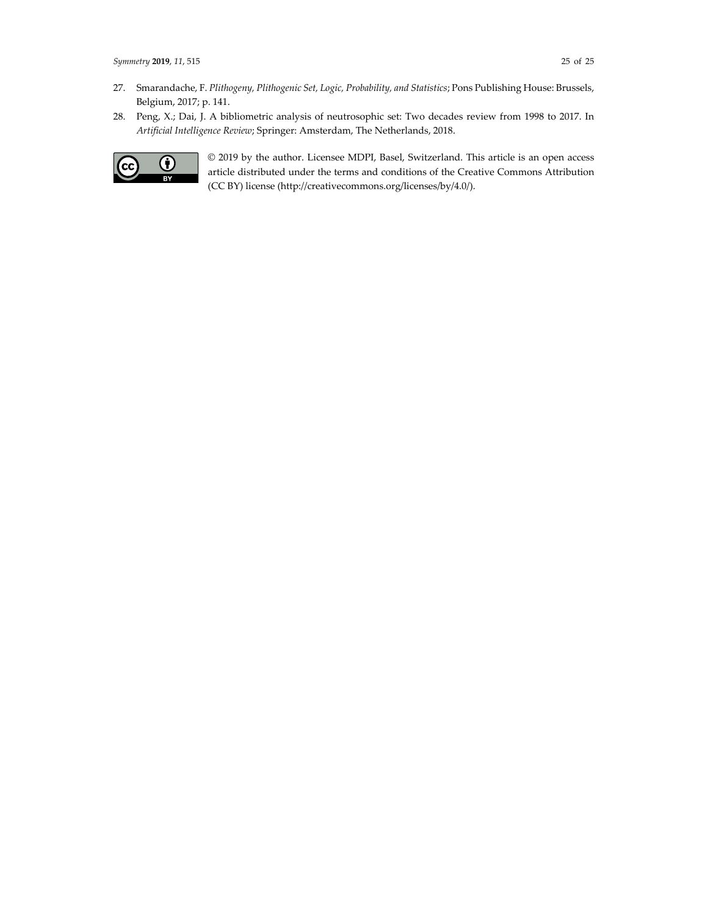27. Smarandache, F. *Plithogeny, Plithogenic Set, Logic, Probability, and Statistics*; Pons Publishing House: Brussels, Belgium, 2017; p. 141.
28. Peng, X.; Dai, J. A bibliometric analysis of neutrosophic set: Two decades review from 1998 to 2017. In *Artificial Intelligence Review*; Springer: Amsterdam, The Netherlands, 2018.

© 2019 by the author. Licensee MDPI, Basel, Switzerland. This article is an open access article distributed under the terms and conditions of the Creative Commons Attribution (CC BY) license (http://creativecommons.org/licenses/by/4.0/).